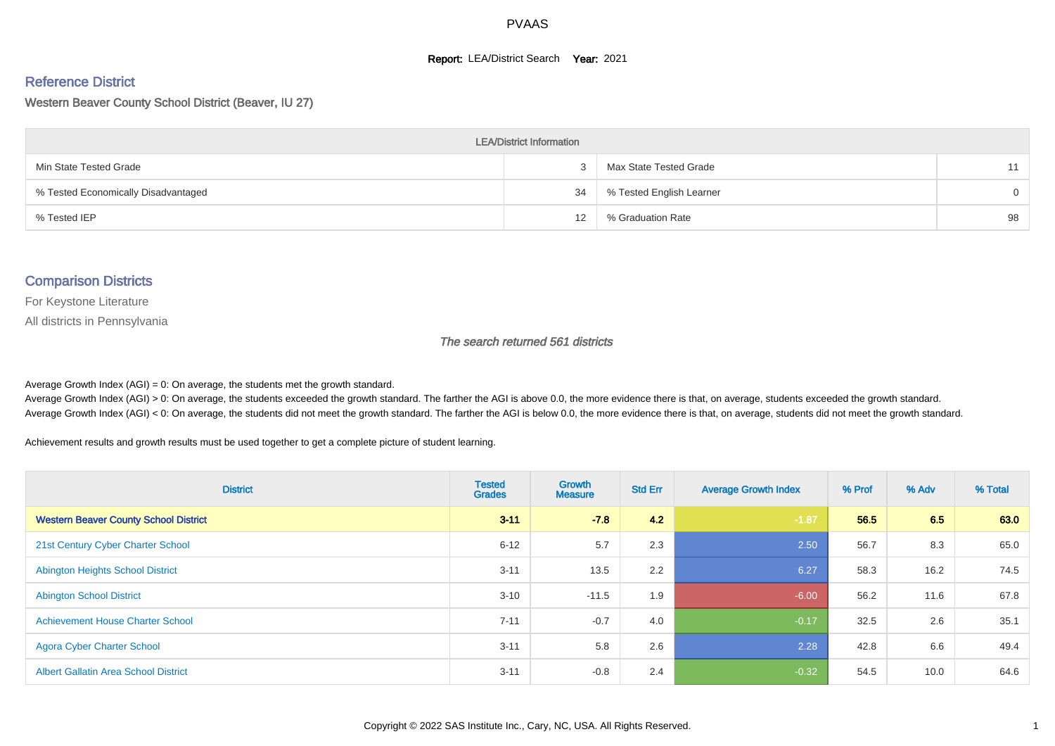# PVAAS

**Report:** LEA/District Search **Year:** 2021

## Reference District

Western Beaver County School District (Beaver, IU 27)

| LEA/District Information | | | |
|---|---|---|---|
| Min State Tested Grade | 3 | Max State Tested Grade | 11 |
| % Tested Economically Disadvantaged | 34 | % Tested English Learner | 0 |
| % Tested IEP | 12 | % Graduation Rate | 98 |

## Comparison Districts

For Keystone Literature

All districts in Pennsylvania

*The search returned 561 districts*

Average Growth Index (AGI) = 0: On average, the students met the growth standard.
Average Growth Index (AGI) > 0: On average, the students exceeded the growth standard. The farther the AGI is above 0.0, the more evidence there is that, on average, students exceeded the growth standard.
Average Growth Index (AGI) < 0: On average, the students did not meet the growth standard. The farther the AGI is below 0.0, the more evidence there is that, on average, students did not meet the growth standard.

Achievement results and growth results must be used together to get a complete picture of student learning.

| District | Tested Grades | Growth Measure | Std Err | Average Growth Index | % Prof | % Adv | % Total |
|---|---|---|---|---|---|---|---|
| **Western Beaver County School District** | **3-11** | **-7.8** | **4.2** | **-1.87** | **56.5** | **6.5** | **63.0** |
| 21st Century Cyber Charter School | 6-12 | 5.7 | 2.3 | 2.50 | 56.7 | 8.3 | 65.0 |
| Abington Heights School District | 3-11 | 13.5 | 2.2 | 6.27 | 58.3 | 16.2 | 74.5 |
| Abington School District | 3-10 | -11.5 | 1.9 | -6.00 | 56.2 | 11.6 | 67.8 |
| Achievement House Charter School | 7-11 | -0.7 | 4.0 | -0.17 | 32.5 | 2.6 | 35.1 |
| Agora Cyber Charter School | 3-11 | 5.8 | 2.6 | 2.28 | 42.8 | 6.6 | 49.4 |
| Albert Gallatin Area School District | 3-11 | -0.8 | 2.4 | -0.32 | 54.5 | 10.0 | 64.6 |

Copyright © 2022 SAS Institute Inc., Cary, NC, USA. All Rights Reserved.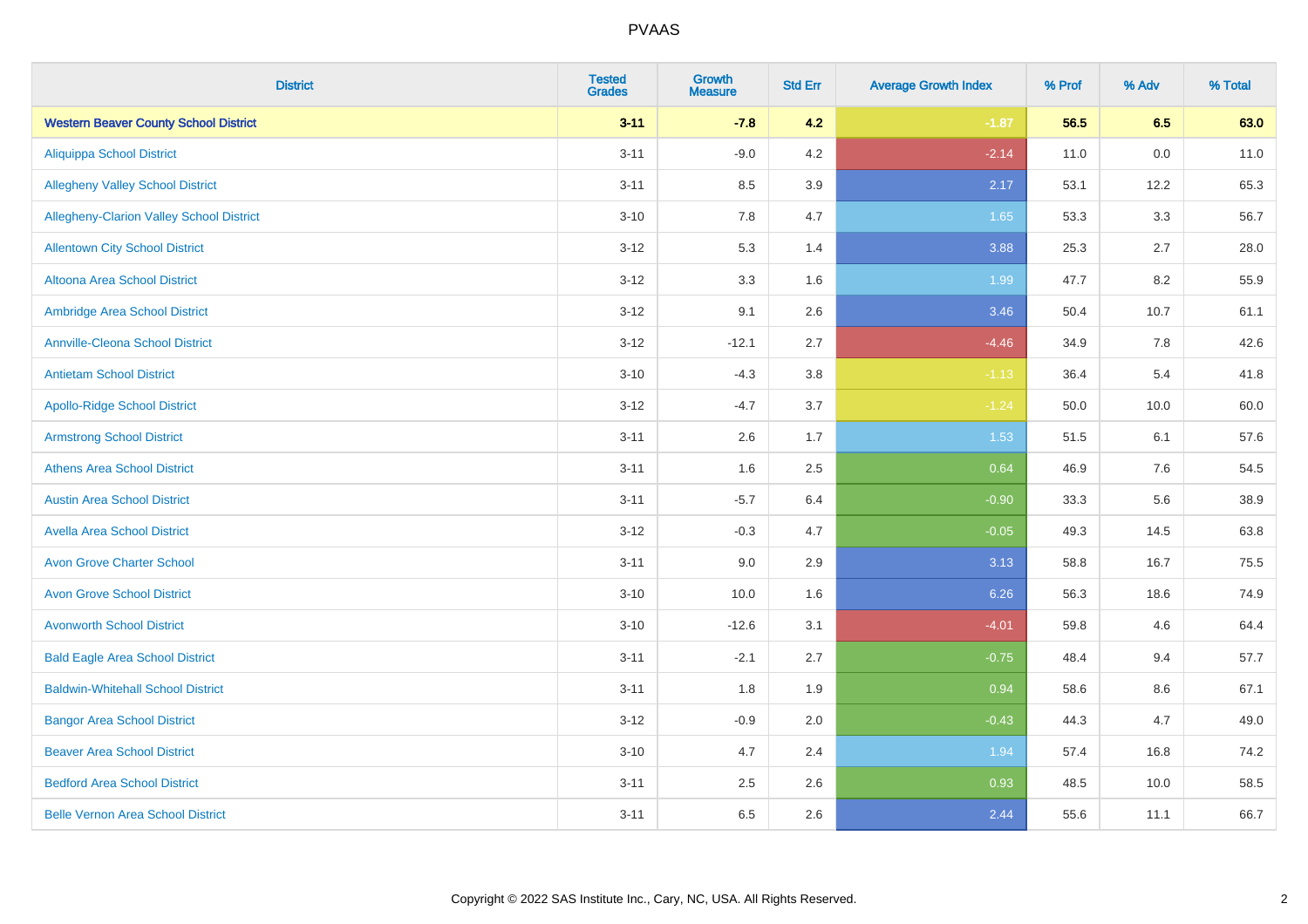# PVAAS

| District | Tested Grades | Growth Measure | Std Err | Average Growth Index | % Prof | % Adv | % Total |
|---|---|---|---|---|---|---|---|
| **Western Beaver County School District** | **3-11** | **-7.8** | **4.2** | **-1.87** | **56.5** | **6.5** | **63.0** |
| Aliquippa School District | 3-11 | -9.0 | 4.2 | -2.14 | 11.0 | 0.0 | 11.0 |
| Allegheny Valley School District | 3-11 | 8.5 | 3.9 | 2.17 | 53.1 | 12.2 | 65.3 |
| Allegheny-Clarion Valley School District | 3-10 | 7.8 | 4.7 | 1.65 | 53.3 | 3.3 | 56.7 |
| Allentown City School District | 3-12 | 5.3 | 1.4 | 3.88 | 25.3 | 2.7 | 28.0 |
| Altoona Area School District | 3-12 | 3.3 | 1.6 | 1.99 | 47.7 | 8.2 | 55.9 |
| Ambridge Area School District | 3-12 | 9.1 | 2.6 | 3.46 | 50.4 | 10.7 | 61.1 |
| Annville-Cleona School District | 3-12 | -12.1 | 2.7 | -4.46 | 34.9 | 7.8 | 42.6 |
| Antietam School District | 3-10 | -4.3 | 3.8 | -1.13 | 36.4 | 5.4 | 41.8 |
| Apollo-Ridge School District | 3-12 | -4.7 | 3.7 | -1.24 | 50.0 | 10.0 | 60.0 |
| Armstrong School District | 3-11 | 2.6 | 1.7 | 1.53 | 51.5 | 6.1 | 57.6 |
| Athens Area School District | 3-11 | 1.6 | 2.5 | 0.64 | 46.9 | 7.6 | 54.5 |
| Austin Area School District | 3-11 | -5.7 | 6.4 | -0.90 | 33.3 | 5.6 | 38.9 |
| Avella Area School District | 3-12 | -0.3 | 4.7 | -0.05 | 49.3 | 14.5 | 63.8 |
| Avon Grove Charter School | 3-11 | 9.0 | 2.9 | 3.13 | 58.8 | 16.7 | 75.5 |
| Avon Grove School District | 3-10 | 10.0 | 1.6 | 6.26 | 56.3 | 18.6 | 74.9 |
| Avonworth School District | 3-10 | -12.6 | 3.1 | -4.01 | 59.8 | 4.6 | 64.4 |
| Bald Eagle Area School District | 3-11 | -2.1 | 2.7 | -0.75 | 48.4 | 9.4 | 57.7 |
| Baldwin-Whitehall School District | 3-11 | 1.8 | 1.9 | 0.94 | 58.6 | 8.6 | 67.1 |
| Bangor Area School District | 3-12 | -0.9 | 2.0 | -0.43 | 44.3 | 4.7 | 49.0 |
| Beaver Area School District | 3-10 | 4.7 | 2.4 | 1.94 | 57.4 | 16.8 | 74.2 |
| Bedford Area School District | 3-11 | 2.5 | 2.6 | 0.93 | 48.5 | 10.0 | 58.5 |
| Belle Vernon Area School District | 3-11 | 6.5 | 2.6 | 2.44 | 55.6 | 11.1 | 66.7 |

Copyright © 2022 SAS Institute Inc., Cary, NC, USA. All Rights Reserved.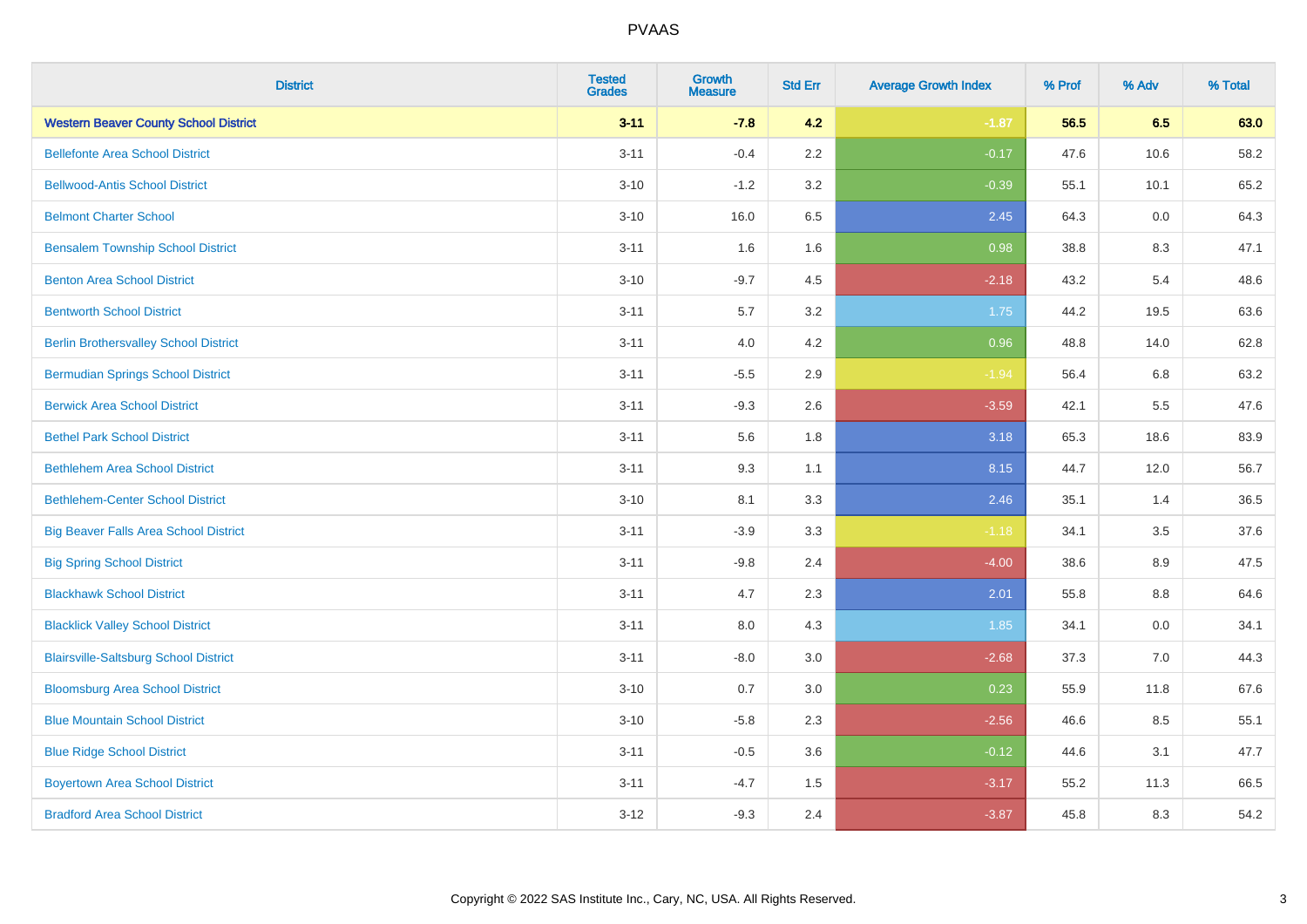| District | Tested Grades | Growth Measure | Std Err | Average Growth Index | % Prof | % Adv | % Total |
|---|---|---|---|---|---|---|---|
| **Western Beaver County School District** | **3-11** | **-7.8** | **4.2** | **-1.87** | **56.5** | **6.5** | **63.0** |
| Bellefonte Area School District | 3-11 | -0.4 | 2.2 | -0.17 | 47.6 | 10.6 | 58.2 |
| Bellwood-Antis School District | 3-10 | -1.2 | 3.2 | -0.39 | 55.1 | 10.1 | 65.2 |
| Belmont Charter School | 3-10 | 16.0 | 6.5 | 2.45 | 64.3 | 0.0 | 64.3 |
| Bensalem Township School District | 3-11 | 1.6 | 1.6 | 0.98 | 38.8 | 8.3 | 47.1 |
| Benton Area School District | 3-10 | -9.7 | 4.5 | -2.18 | 43.2 | 5.4 | 48.6 |
| Bentworth School District | 3-11 | 5.7 | 3.2 | 1.75 | 44.2 | 19.5 | 63.6 |
| Berlin Brothersvalley School District | 3-11 | 4.0 | 4.2 | 0.96 | 48.8 | 14.0 | 62.8 |
| Bermudian Springs School District | 3-11 | -5.5 | 2.9 | -1.94 | 56.4 | 6.8 | 63.2 |
| Berwick Area School District | 3-11 | -9.3 | 2.6 | -3.59 | 42.1 | 5.5 | 47.6 |
| Bethel Park School District | 3-11 | 5.6 | 1.8 | 3.18 | 65.3 | 18.6 | 83.9 |
| Bethlehem Area School District | 3-11 | 9.3 | 1.1 | 8.15 | 44.7 | 12.0 | 56.7 |
| Bethlehem-Center School District | 3-10 | 8.1 | 3.3 | 2.46 | 35.1 | 1.4 | 36.5 |
| Big Beaver Falls Area School District | 3-11 | -3.9 | 3.3 | -1.18 | 34.1 | 3.5 | 37.6 |
| Big Spring School District | 3-11 | -9.8 | 2.4 | -4.00 | 38.6 | 8.9 | 47.5 |
| Blackhawk School District | 3-11 | 4.7 | 2.3 | 2.01 | 55.8 | 8.8 | 64.6 |
| Blacklick Valley School District | 3-11 | 8.0 | 4.3 | 1.85 | 34.1 | 0.0 | 34.1 |
| Blairsville-Saltsburg School District | 3-11 | -8.0 | 3.0 | -2.68 | 37.3 | 7.0 | 44.3 |
| Bloomsburg Area School District | 3-10 | 0.7 | 3.0 | 0.23 | 55.9 | 11.8 | 67.6 |
| Blue Mountain School District | 3-10 | -5.8 | 2.3 | -2.56 | 46.6 | 8.5 | 55.1 |
| Blue Ridge School District | 3-11 | -0.5 | 3.6 | -0.12 | 44.6 | 3.1 | 47.7 |
| Boyertown Area School District | 3-11 | -4.7 | 1.5 | -3.17 | 55.2 | 11.3 | 66.5 |
| Bradford Area School District | 3-12 | -9.3 | 2.4 | -3.87 | 45.8 | 8.3 | 54.2 |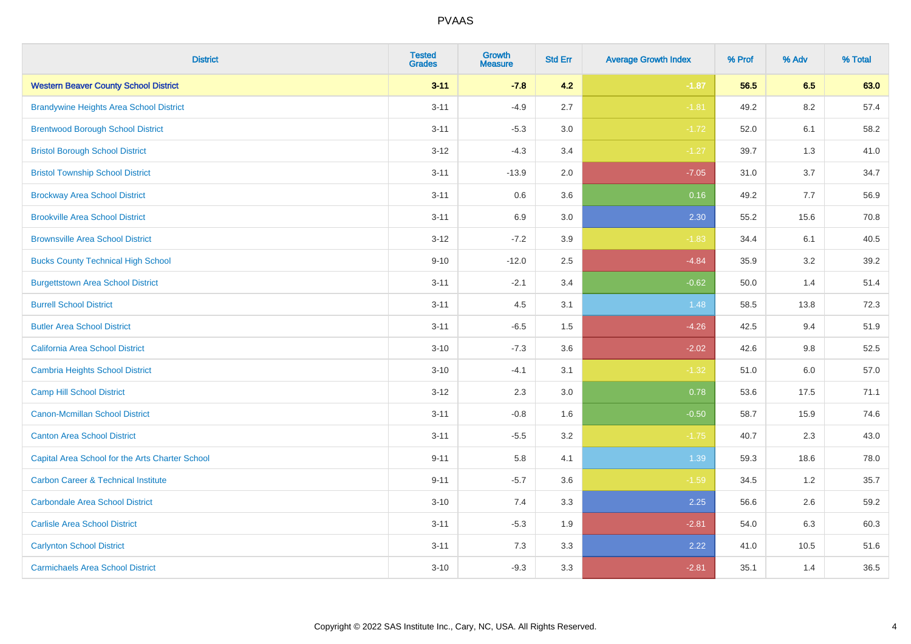# PVAAS

| District | Tested Grades | Growth Measure | Std Err | Average Growth Index | % Prof | % Adv | % Total |
|---|---|---|---|---|---|---|---|
| **Western Beaver County School District** | **3-11** | **-7.8** | **4.2** | **-1.87** | **56.5** | **6.5** | **63.0** |
| Brandywine Heights Area School District | 3-11 | -4.9 | 2.7 | -1.81 | 49.2 | 8.2 | 57.4 |
| Brentwood Borough School District | 3-11 | -5.3 | 3.0 | -1.72 | 52.0 | 6.1 | 58.2 |
| Bristol Borough School District | 3-12 | -4.3 | 3.4 | -1.27 | 39.7 | 1.3 | 41.0 |
| Bristol Township School District | 3-11 | -13.9 | 2.0 | -7.05 | 31.0 | 3.7 | 34.7 |
| Brockway Area School District | 3-11 | 0.6 | 3.6 | 0.16 | 49.2 | 7.7 | 56.9 |
| Brookville Area School District | 3-11 | 6.9 | 3.0 | 2.30 | 55.2 | 15.6 | 70.8 |
| Brownsville Area School District | 3-12 | -7.2 | 3.9 | -1.83 | 34.4 | 6.1 | 40.5 |
| Bucks County Technical High School | 9-10 | -12.0 | 2.5 | -4.84 | 35.9 | 3.2 | 39.2 |
| Burgettstown Area School District | 3-11 | -2.1 | 3.4 | -0.62 | 50.0 | 1.4 | 51.4 |
| Burrell School District | 3-11 | 4.5 | 3.1 | 1.48 | 58.5 | 13.8 | 72.3 |
| Butler Area School District | 3-11 | -6.5 | 1.5 | -4.26 | 42.5 | 9.4 | 51.9 |
| California Area School District | 3-10 | -7.3 | 3.6 | -2.02 | 42.6 | 9.8 | 52.5 |
| Cambria Heights School District | 3-10 | -4.1 | 3.1 | -1.32 | 51.0 | 6.0 | 57.0 |
| Camp Hill School District | 3-12 | 2.3 | 3.0 | 0.78 | 53.6 | 17.5 | 71.1 |
| Canon-Mcmillan School District | 3-11 | -0.8 | 1.6 | -0.50 | 58.7 | 15.9 | 74.6 |
| Canton Area School District | 3-11 | -5.5 | 3.2 | -1.75 | 40.7 | 2.3 | 43.0 |
| Capital Area School for the Arts Charter School | 9-11 | 5.8 | 4.1 | 1.39 | 59.3 | 18.6 | 78.0 |
| Carbon Career & Technical Institute | 9-11 | -5.7 | 3.6 | -1.59 | 34.5 | 1.2 | 35.7 |
| Carbondale Area School District | 3-10 | 7.4 | 3.3 | 2.25 | 56.6 | 2.6 | 59.2 |
| Carlisle Area School District | 3-11 | -5.3 | 1.9 | -2.81 | 54.0 | 6.3 | 60.3 |
| Carlynton School District | 3-11 | 7.3 | 3.3 | 2.22 | 41.0 | 10.5 | 51.6 |
| Carmichaels Area School District | 3-10 | -9.3 | 3.3 | -2.81 | 35.1 | 1.4 | 36.5 |

Copyright © 2022 SAS Institute Inc., Cary, NC, USA. All Rights Reserved.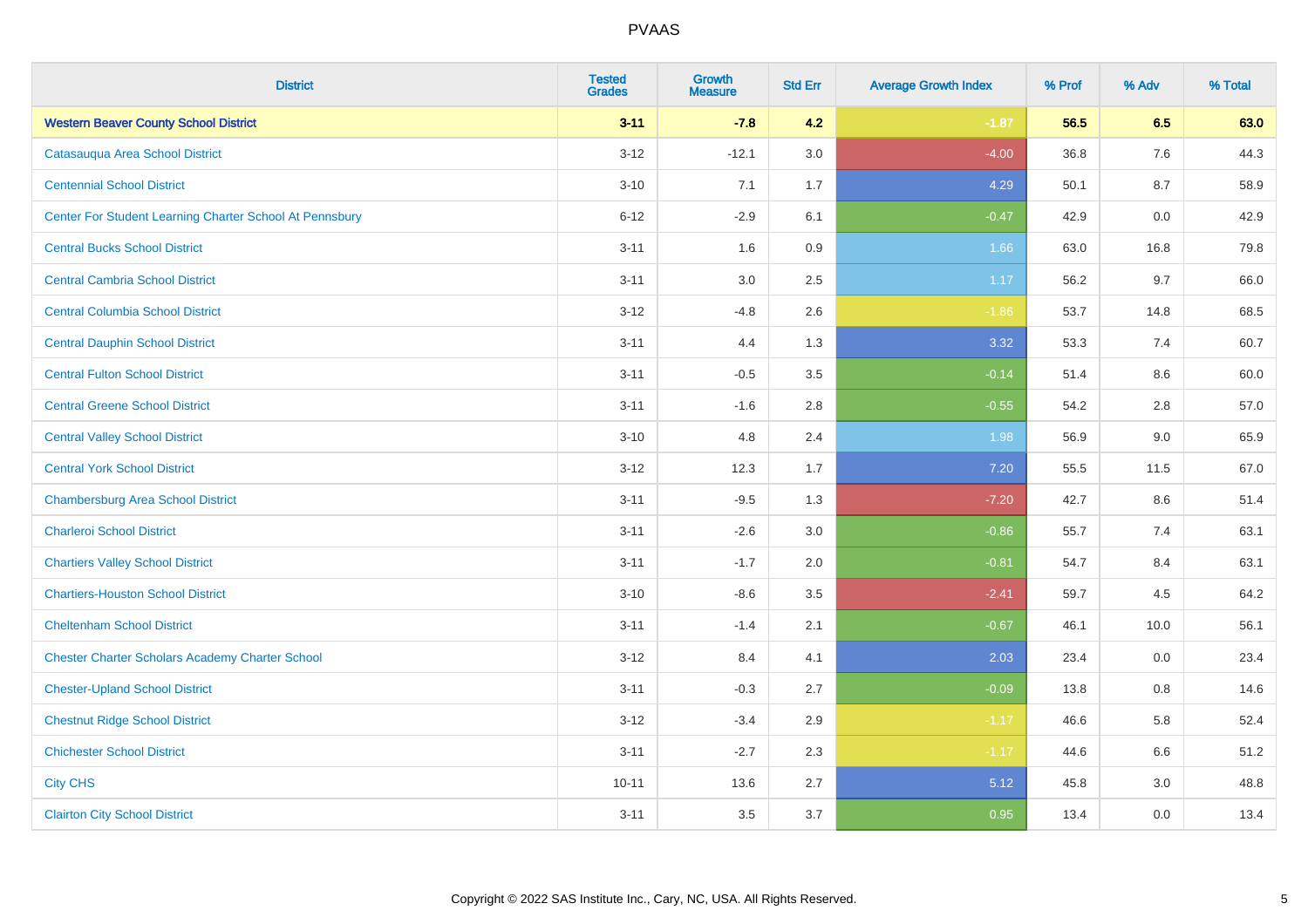| District | Tested Grades | Growth Measure | Std Err | Average Growth Index | % Prof | % Adv | % Total |
|---|---|---|---|---|---|---|---|
| **Western Beaver County School District** | **3-11** | **-7.8** | **4.2** | **-1.87** | **56.5** | **6.5** | **63.0** |
| Catasauqua Area School District | 3-12 | -12.1 | 3.0 | -4.00 | 36.8 | 7.6 | 44.3 |
| Centennial School District | 3-10 | 7.1 | 1.7 | 4.29 | 50.1 | 8.7 | 58.9 |
| Center For Student Learning Charter School At Pennsbury | 6-12 | -2.9 | 6.1 | -0.47 | 42.9 | 0.0 | 42.9 |
| Central Bucks School District | 3-11 | 1.6 | 0.9 | 1.66 | 63.0 | 16.8 | 79.8 |
| Central Cambria School District | 3-11 | 3.0 | 2.5 | 1.17 | 56.2 | 9.7 | 66.0 |
| Central Columbia School District | 3-12 | -4.8 | 2.6 | -1.86 | 53.7 | 14.8 | 68.5 |
| Central Dauphin School District | 3-11 | 4.4 | 1.3 | 3.32 | 53.3 | 7.4 | 60.7 |
| Central Fulton School District | 3-11 | -0.5 | 3.5 | -0.14 | 51.4 | 8.6 | 60.0 |
| Central Greene School District | 3-11 | -1.6 | 2.8 | -0.55 | 54.2 | 2.8 | 57.0 |
| Central Valley School District | 3-10 | 4.8 | 2.4 | 1.98 | 56.9 | 9.0 | 65.9 |
| Central York School District | 3-12 | 12.3 | 1.7 | 7.20 | 55.5 | 11.5 | 67.0 |
| Chambersburg Area School District | 3-11 | -9.5 | 1.3 | -7.20 | 42.7 | 8.6 | 51.4 |
| Charleroi School District | 3-11 | -2.6 | 3.0 | -0.86 | 55.7 | 7.4 | 63.1 |
| Chartiers Valley School District | 3-11 | -1.7 | 2.0 | -0.81 | 54.7 | 8.4 | 63.1 |
| Chartiers-Houston School District | 3-10 | -8.6 | 3.5 | -2.41 | 59.7 | 4.5 | 64.2 |
| Cheltenham School District | 3-11 | -1.4 | 2.1 | -0.67 | 46.1 | 10.0 | 56.1 |
| Chester Charter Scholars Academy Charter School | 3-12 | 8.4 | 4.1 | 2.03 | 23.4 | 0.0 | 23.4 |
| Chester-Upland School District | 3-11 | -0.3 | 2.7 | -0.09 | 13.8 | 0.8 | 14.6 |
| Chestnut Ridge School District | 3-12 | -3.4 | 2.9 | -1.17 | 46.6 | 5.8 | 52.4 |
| Chichester School District | 3-11 | -2.7 | 2.3 | -1.17 | 44.6 | 6.6 | 51.2 |
| City CHS | 10-11 | 13.6 | 2.7 | 5.12 | 45.8 | 3.0 | 48.8 |
| Clairton City School District | 3-11 | 3.5 | 3.7 | 0.95 | 13.4 | 0.0 | 13.4 |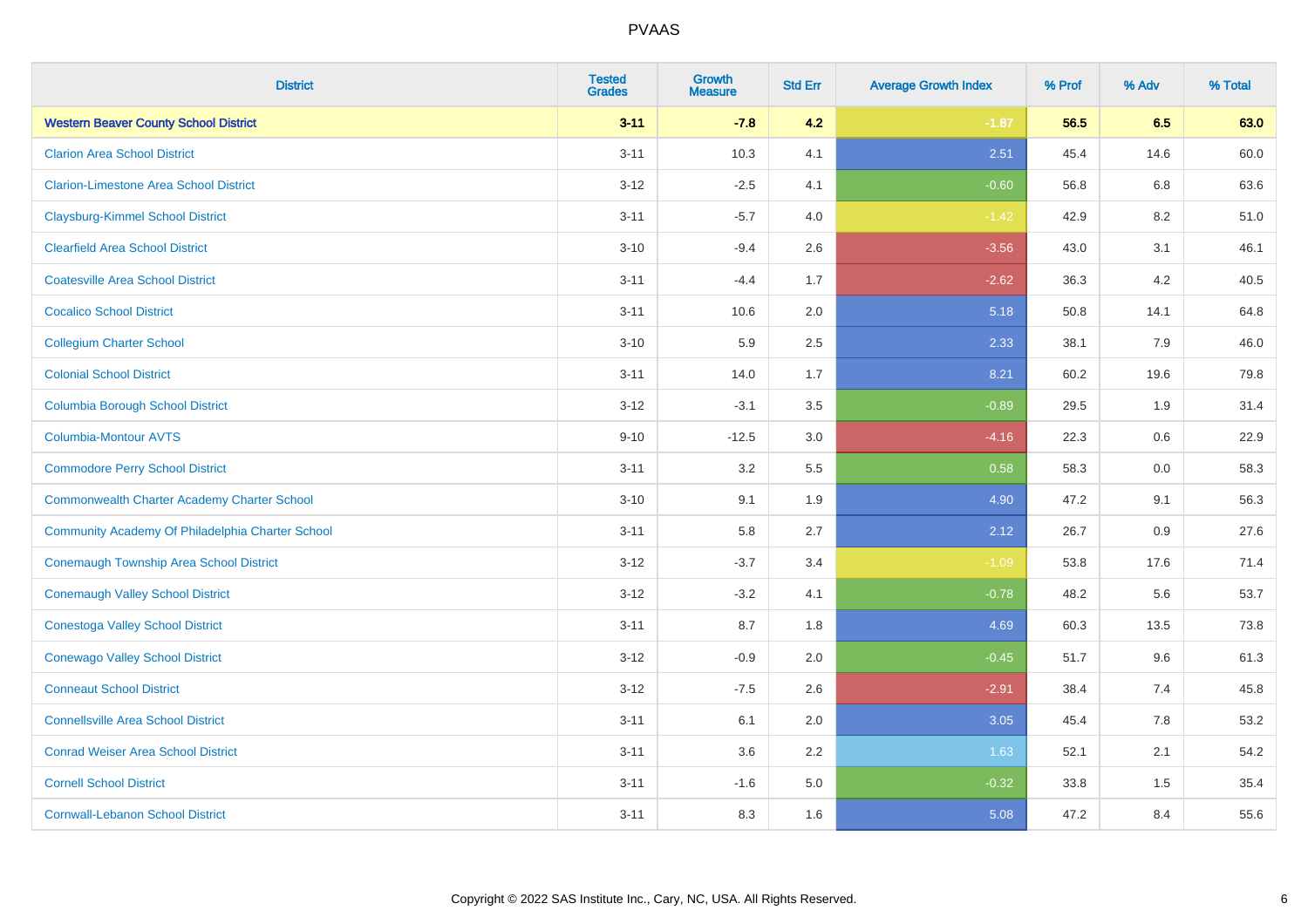| District | Tested Grades | Growth Measure | Std Err | Average Growth Index | % Prof | % Adv | % Total |
|---|---|---|---|---|---|---|---|
| **Western Beaver County School District** | **3-11** | **-7.8** | **4.2** | **-1.87** | **56.5** | **6.5** | **63.0** |
| Clarion Area School District | 3-11 | 10.3 | 4.1 | 2.51 | 45.4 | 14.6 | 60.0 |
| Clarion-Limestone Area School District | 3-12 | -2.5 | 4.1 | -0.60 | 56.8 | 6.8 | 63.6 |
| Claysburg-Kimmel School District | 3-11 | -5.7 | 4.0 | -1.42 | 42.9 | 8.2 | 51.0 |
| Clearfield Area School District | 3-10 | -9.4 | 2.6 | -3.56 | 43.0 | 3.1 | 46.1 |
| Coatesville Area School District | 3-11 | -4.4 | 1.7 | -2.62 | 36.3 | 4.2 | 40.5 |
| Cocalico School District | 3-11 | 10.6 | 2.0 | 5.18 | 50.8 | 14.1 | 64.8 |
| Collegium Charter School | 3-10 | 5.9 | 2.5 | 2.33 | 38.1 | 7.9 | 46.0 |
| Colonial School District | 3-11 | 14.0 | 1.7 | 8.21 | 60.2 | 19.6 | 79.8 |
| Columbia Borough School District | 3-12 | -3.1 | 3.5 | -0.89 | 29.5 | 1.9 | 31.4 |
| Columbia-Montour AVTS | 9-10 | -12.5 | 3.0 | -4.16 | 22.3 | 0.6 | 22.9 |
| Commodore Perry School District | 3-11 | 3.2 | 5.5 | 0.58 | 58.3 | 0.0 | 58.3 |
| Commonwealth Charter Academy Charter School | 3-10 | 9.1 | 1.9 | 4.90 | 47.2 | 9.1 | 56.3 |
| Community Academy Of Philadelphia Charter School | 3-11 | 5.8 | 2.7 | 2.12 | 26.7 | 0.9 | 27.6 |
| Conemaugh Township Area School District | 3-12 | -3.7 | 3.4 | -1.09 | 53.8 | 17.6 | 71.4 |
| Conemaugh Valley School District | 3-12 | -3.2 | 4.1 | -0.78 | 48.2 | 5.6 | 53.7 |
| Conestoga Valley School District | 3-11 | 8.7 | 1.8 | 4.69 | 60.3 | 13.5 | 73.8 |
| Conewago Valley School District | 3-12 | -0.9 | 2.0 | -0.45 | 51.7 | 9.6 | 61.3 |
| Conneaut School District | 3-12 | -7.5 | 2.6 | -2.91 | 38.4 | 7.4 | 45.8 |
| Connellsville Area School District | 3-11 | 6.1 | 2.0 | 3.05 | 45.4 | 7.8 | 53.2 |
| Conrad Weiser Area School District | 3-11 | 3.6 | 2.2 | 1.63 | 52.1 | 2.1 | 54.2 |
| Cornell School District | 3-11 | -1.6 | 5.0 | -0.32 | 33.8 | 1.5 | 35.4 |
| Cornwall-Lebanon School District | 3-11 | 8.3 | 1.6 | 5.08 | 47.2 | 8.4 | 55.6 |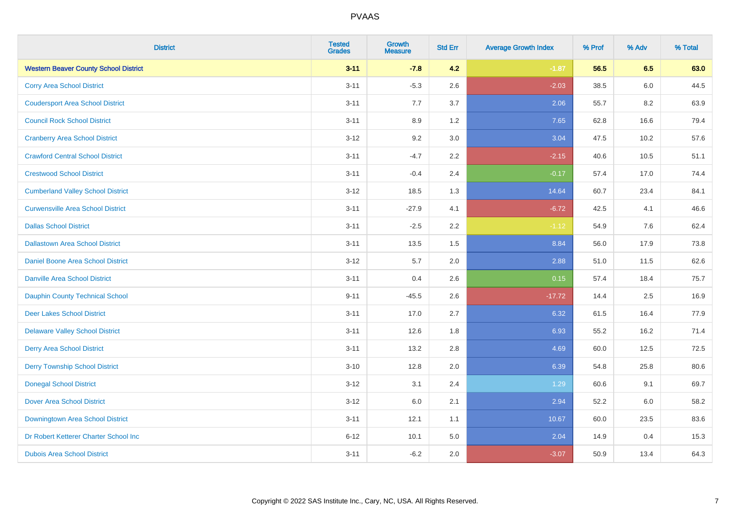# PVAAS

| District | Tested Grades | Growth Measure | Std Err | Average Growth Index | % Prof | % Adv | % Total |
|---|---|---|---|---|---|---|---|
| **Western Beaver County School District** | **3-11** | **-7.8** | **4.2** | **-1.87** | **56.5** | **6.5** | **63.0** |
| Corry Area School District | 3-11 | -5.3 | 2.6 | -2.03 | 38.5 | 6.0 | 44.5 |
| Coudersport Area School District | 3-11 | 7.7 | 3.7 | 2.06 | 55.7 | 8.2 | 63.9 |
| Council Rock School District | 3-11 | 8.9 | 1.2 | 7.65 | 62.8 | 16.6 | 79.4 |
| Cranberry Area School District | 3-12 | 9.2 | 3.0 | 3.04 | 47.5 | 10.2 | 57.6 |
| Crawford Central School District | 3-11 | -4.7 | 2.2 | -2.15 | 40.6 | 10.5 | 51.1 |
| Crestwood School District | 3-11 | -0.4 | 2.4 | -0.17 | 57.4 | 17.0 | 74.4 |
| Cumberland Valley School District | 3-12 | 18.5 | 1.3 | 14.64 | 60.7 | 23.4 | 84.1 |
| Curwensville Area School District | 3-11 | -27.9 | 4.1 | -6.72 | 42.5 | 4.1 | 46.6 |
| Dallas School District | 3-11 | -2.5 | 2.2 | -1.12 | 54.9 | 7.6 | 62.4 |
| Dallastown Area School District | 3-11 | 13.5 | 1.5 | 8.84 | 56.0 | 17.9 | 73.8 |
| Daniel Boone Area School District | 3-12 | 5.7 | 2.0 | 2.88 | 51.0 | 11.5 | 62.6 |
| Danville Area School District | 3-11 | 0.4 | 2.6 | 0.15 | 57.4 | 18.4 | 75.7 |
| Dauphin County Technical School | 9-11 | -45.5 | 2.6 | -17.72 | 14.4 | 2.5 | 16.9 |
| Deer Lakes School District | 3-11 | 17.0 | 2.7 | 6.32 | 61.5 | 16.4 | 77.9 |
| Delaware Valley School District | 3-11 | 12.6 | 1.8 | 6.93 | 55.2 | 16.2 | 71.4 |
| Derry Area School District | 3-11 | 13.2 | 2.8 | 4.69 | 60.0 | 12.5 | 72.5 |
| Derry Township School District | 3-10 | 12.8 | 2.0 | 6.39 | 54.8 | 25.8 | 80.6 |
| Donegal School District | 3-12 | 3.1 | 2.4 | 1.29 | 60.6 | 9.1 | 69.7 |
| Dover Area School District | 3-12 | 6.0 | 2.1 | 2.94 | 52.2 | 6.0 | 58.2 |
| Downingtown Area School District | 3-11 | 12.1 | 1.1 | 10.67 | 60.0 | 23.5 | 83.6 |
| Dr Robert Ketterer Charter School Inc | 6-12 | 10.1 | 5.0 | 2.04 | 14.9 | 0.4 | 15.3 |
| Dubois Area School District | 3-11 | -6.2 | 2.0 | -3.07 | 50.9 | 13.4 | 64.3 |

Copyright © 2022 SAS Institute Inc., Cary, NC, USA. All Rights Reserved.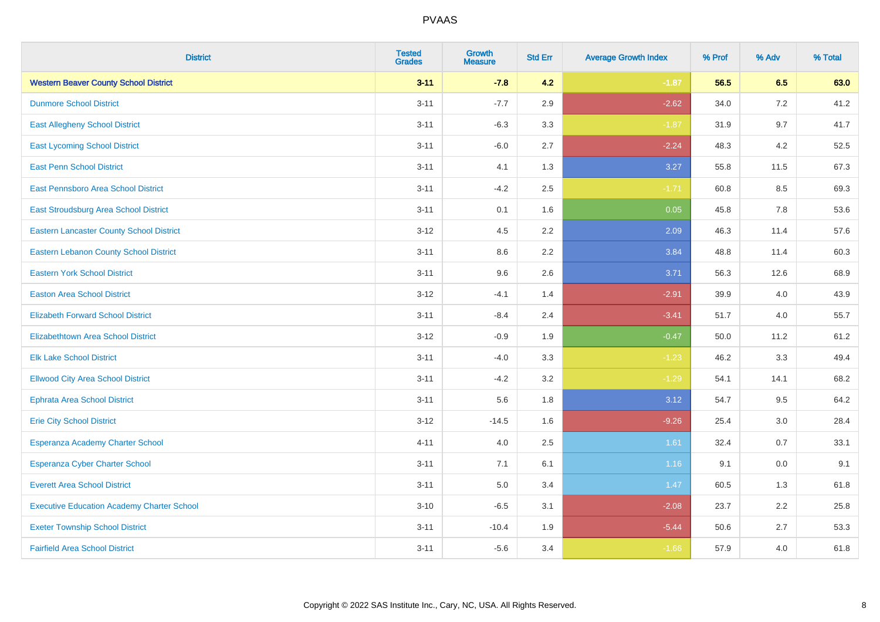| District | Tested Grades | Growth Measure | Std Err | Average Growth Index | % Prof | % Adv | % Total |
|---|---|---|---|---|---|---|---|
| **Western Beaver County School District** | **3-11** | **-7.8** | **4.2** | **-1.87** | **56.5** | **6.5** | **63.0** |
| Dunmore School District | 3-11 | -7.7 | 2.9 | -2.62 | 34.0 | 7.2 | 41.2 |
| East Allegheny School District | 3-11 | -6.3 | 3.3 | -1.87 | 31.9 | 9.7 | 41.7 |
| East Lycoming School District | 3-11 | -6.0 | 2.7 | -2.24 | 48.3 | 4.2 | 52.5 |
| East Penn School District | 3-11 | 4.1 | 1.3 | 3.27 | 55.8 | 11.5 | 67.3 |
| East Pennsboro Area School District | 3-11 | -4.2 | 2.5 | -1.71 | 60.8 | 8.5 | 69.3 |
| East Stroudsburg Area School District | 3-11 | 0.1 | 1.6 | 0.05 | 45.8 | 7.8 | 53.6 |
| Eastern Lancaster County School District | 3-12 | 4.5 | 2.2 | 2.09 | 46.3 | 11.4 | 57.6 |
| Eastern Lebanon County School District | 3-11 | 8.6 | 2.2 | 3.84 | 48.8 | 11.4 | 60.3 |
| Eastern York School District | 3-11 | 9.6 | 2.6 | 3.71 | 56.3 | 12.6 | 68.9 |
| Easton Area School District | 3-12 | -4.1 | 1.4 | -2.91 | 39.9 | 4.0 | 43.9 |
| Elizabeth Forward School District | 3-11 | -8.4 | 2.4 | -3.41 | 51.7 | 4.0 | 55.7 |
| Elizabethtown Area School District | 3-12 | -0.9 | 1.9 | -0.47 | 50.0 | 11.2 | 61.2 |
| Elk Lake School District | 3-11 | -4.0 | 3.3 | -1.23 | 46.2 | 3.3 | 49.4 |
| Ellwood City Area School District | 3-11 | -4.2 | 3.2 | -1.29 | 54.1 | 14.1 | 68.2 |
| Ephrata Area School District | 3-11 | 5.6 | 1.8 | 3.12 | 54.7 | 9.5 | 64.2 |
| Erie City School District | 3-12 | -14.5 | 1.6 | -9.26 | 25.4 | 3.0 | 28.4 |
| Esperanza Academy Charter School | 4-11 | 4.0 | 2.5 | 1.61 | 32.4 | 0.7 | 33.1 |
| Esperanza Cyber Charter School | 3-11 | 7.1 | 6.1 | 1.16 | 9.1 | 0.0 | 9.1 |
| Everett Area School District | 3-11 | 5.0 | 3.4 | 1.47 | 60.5 | 1.3 | 61.8 |
| Executive Education Academy Charter School | 3-10 | -6.5 | 3.1 | -2.08 | 23.7 | 2.2 | 25.8 |
| Exeter Township School District | 3-11 | -10.4 | 1.9 | -5.44 | 50.6 | 2.7 | 53.3 |
| Fairfield Area School District | 3-11 | -5.6 | 3.4 | -1.66 | 57.9 | 4.0 | 61.8 |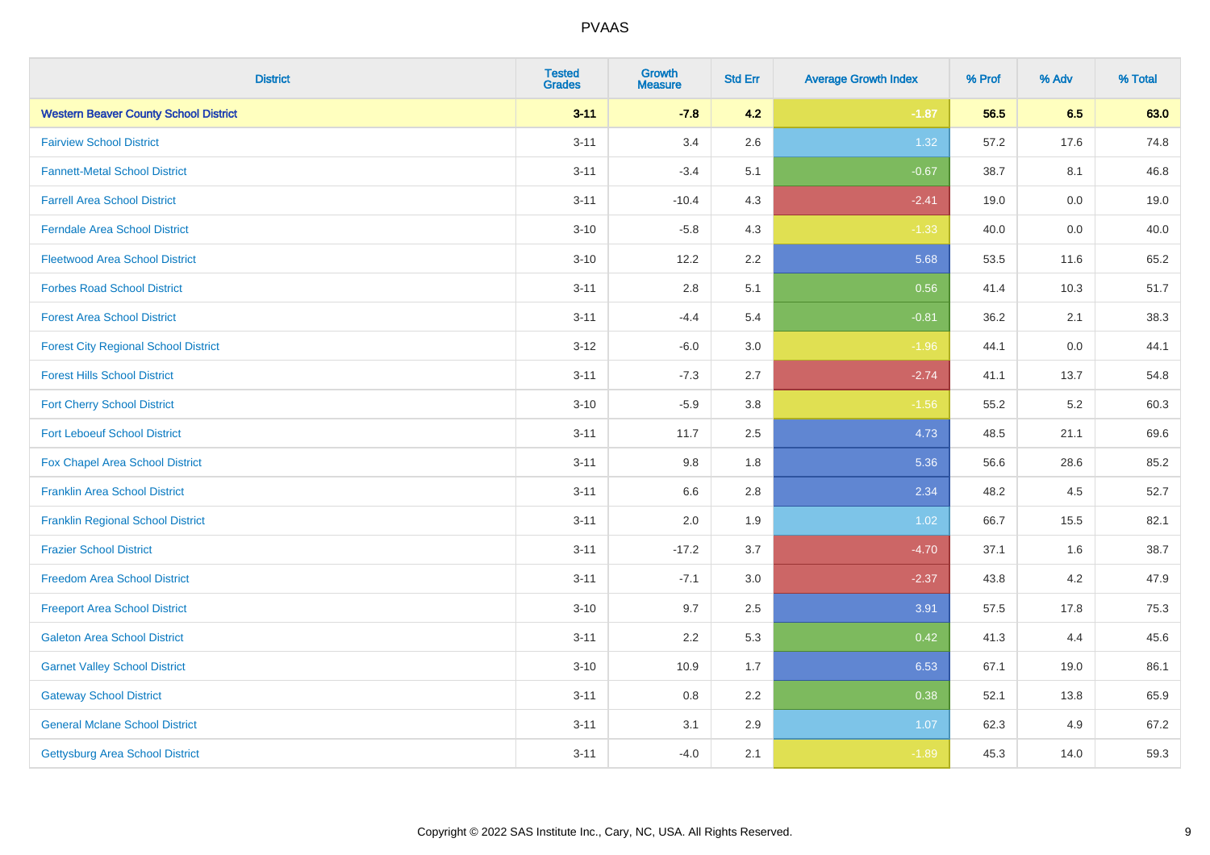| District | Tested Grades | Growth Measure | Std Err | Average Growth Index | % Prof | % Adv | % Total |
|---|---|---|---|---|---|---|---|
| **Western Beaver County School District** | **3-11** | **-7.8** | **4.2** | **-1.87** | **56.5** | **6.5** | **63.0** |
| Fairview School District | 3-11 | 3.4 | 2.6 | 1.32 | 57.2 | 17.6 | 74.8 |
| Fannett-Metal School District | 3-11 | -3.4 | 5.1 | -0.67 | 38.7 | 8.1 | 46.8 |
| Farrell Area School District | 3-11 | -10.4 | 4.3 | -2.41 | 19.0 | 0.0 | 19.0 |
| Ferndale Area School District | 3-10 | -5.8 | 4.3 | -1.33 | 40.0 | 0.0 | 40.0 |
| Fleetwood Area School District | 3-10 | 12.2 | 2.2 | 5.68 | 53.5 | 11.6 | 65.2 |
| Forbes Road School District | 3-11 | 2.8 | 5.1 | 0.56 | 41.4 | 10.3 | 51.7 |
| Forest Area School District | 3-11 | -4.4 | 5.4 | -0.81 | 36.2 | 2.1 | 38.3 |
| Forest City Regional School District | 3-12 | -6.0 | 3.0 | -1.96 | 44.1 | 0.0 | 44.1 |
| Forest Hills School District | 3-11 | -7.3 | 2.7 | -2.74 | 41.1 | 13.7 | 54.8 |
| Fort Cherry School District | 3-10 | -5.9 | 3.8 | -1.56 | 55.2 | 5.2 | 60.3 |
| Fort Leboeuf School District | 3-11 | 11.7 | 2.5 | 4.73 | 48.5 | 21.1 | 69.6 |
| Fox Chapel Area School District | 3-11 | 9.8 | 1.8 | 5.36 | 56.6 | 28.6 | 85.2 |
| Franklin Area School District | 3-11 | 6.6 | 2.8 | 2.34 | 48.2 | 4.5 | 52.7 |
| Franklin Regional School District | 3-11 | 2.0 | 1.9 | 1.02 | 66.7 | 15.5 | 82.1 |
| Frazier School District | 3-11 | -17.2 | 3.7 | -4.70 | 37.1 | 1.6 | 38.7 |
| Freedom Area School District | 3-11 | -7.1 | 3.0 | -2.37 | 43.8 | 4.2 | 47.9 |
| Freeport Area School District | 3-10 | 9.7 | 2.5 | 3.91 | 57.5 | 17.8 | 75.3 |
| Galeton Area School District | 3-11 | 2.2 | 5.3 | 0.42 | 41.3 | 4.4 | 45.6 |
| Garnet Valley School District | 3-10 | 10.9 | 1.7 | 6.53 | 67.1 | 19.0 | 86.1 |
| Gateway School District | 3-11 | 0.8 | 2.2 | 0.38 | 52.1 | 13.8 | 65.9 |
| General Mclane School District | 3-11 | 3.1 | 2.9 | 1.07 | 62.3 | 4.9 | 67.2 |
| Gettysburg Area School District | 3-11 | -4.0 | 2.1 | -1.89 | 45.3 | 14.0 | 59.3 |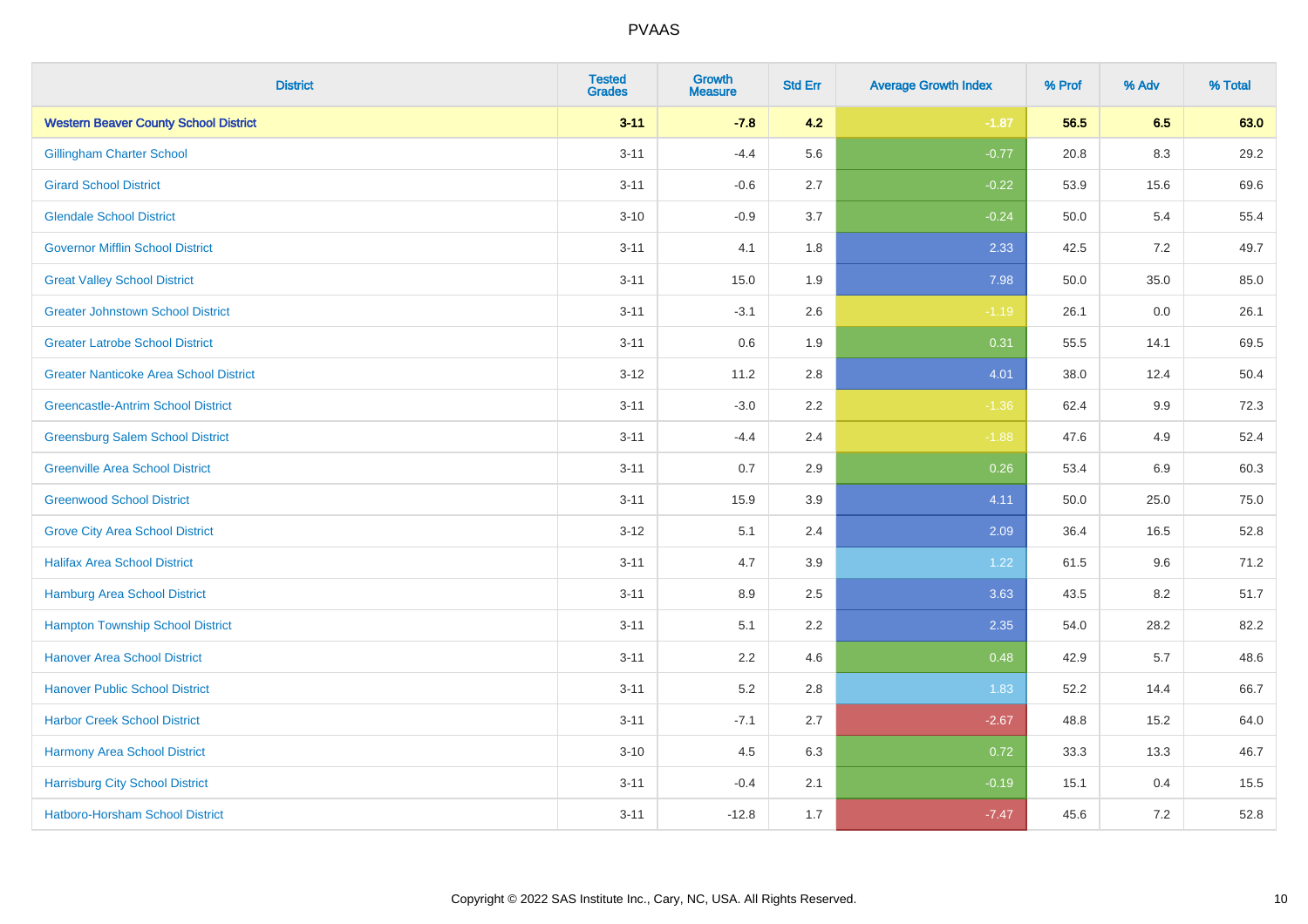| District | Tested Grades | Growth Measure | Std Err | Average Growth Index | % Prof | % Adv | % Total |
|---|---|---|---|---|---|---|---|
| **Western Beaver County School District** | **3-11** | **-7.8** | **4.2** | **-1.87** | **56.5** | **6.5** | **63.0** |
| Gillingham Charter School | 3-11 | -4.4 | 5.6 | -0.77 | 20.8 | 8.3 | 29.2 |
| Girard School District | 3-11 | -0.6 | 2.7 | -0.22 | 53.9 | 15.6 | 69.6 |
| Glendale School District | 3-10 | -0.9 | 3.7 | -0.24 | 50.0 | 5.4 | 55.4 |
| Governor Mifflin School District | 3-11 | 4.1 | 1.8 | 2.33 | 42.5 | 7.2 | 49.7 |
| Great Valley School District | 3-11 | 15.0 | 1.9 | 7.98 | 50.0 | 35.0 | 85.0 |
| Greater Johnstown School District | 3-11 | -3.1 | 2.6 | -1.19 | 26.1 | 0.0 | 26.1 |
| Greater Latrobe School District | 3-11 | 0.6 | 1.9 | 0.31 | 55.5 | 14.1 | 69.5 |
| Greater Nanticoke Area School District | 3-12 | 11.2 | 2.8 | 4.01 | 38.0 | 12.4 | 50.4 |
| Greencastle-Antrim School District | 3-11 | -3.0 | 2.2 | -1.36 | 62.4 | 9.9 | 72.3 |
| Greensburg Salem School District | 3-11 | -4.4 | 2.4 | -1.88 | 47.6 | 4.9 | 52.4 |
| Greenville Area School District | 3-11 | 0.7 | 2.9 | 0.26 | 53.4 | 6.9 | 60.3 |
| Greenwood School District | 3-11 | 15.9 | 3.9 | 4.11 | 50.0 | 25.0 | 75.0 |
| Grove City Area School District | 3-12 | 5.1 | 2.4 | 2.09 | 36.4 | 16.5 | 52.8 |
| Halifax Area School District | 3-11 | 4.7 | 3.9 | 1.22 | 61.5 | 9.6 | 71.2 |
| Hamburg Area School District | 3-11 | 8.9 | 2.5 | 3.63 | 43.5 | 8.2 | 51.7 |
| Hampton Township School District | 3-11 | 5.1 | 2.2 | 2.35 | 54.0 | 28.2 | 82.2 |
| Hanover Area School District | 3-11 | 2.2 | 4.6 | 0.48 | 42.9 | 5.7 | 48.6 |
| Hanover Public School District | 3-11 | 5.2 | 2.8 | 1.83 | 52.2 | 14.4 | 66.7 |
| Harbor Creek School District | 3-11 | -7.1 | 2.7 | -2.67 | 48.8 | 15.2 | 64.0 |
| Harmony Area School District | 3-10 | 4.5 | 6.3 | 0.72 | 33.3 | 13.3 | 46.7 |
| Harrisburg City School District | 3-11 | -0.4 | 2.1 | -0.19 | 15.1 | 0.4 | 15.5 |
| Hatboro-Horsham School District | 3-11 | -12.8 | 1.7 | -7.47 | 45.6 | 7.2 | 52.8 |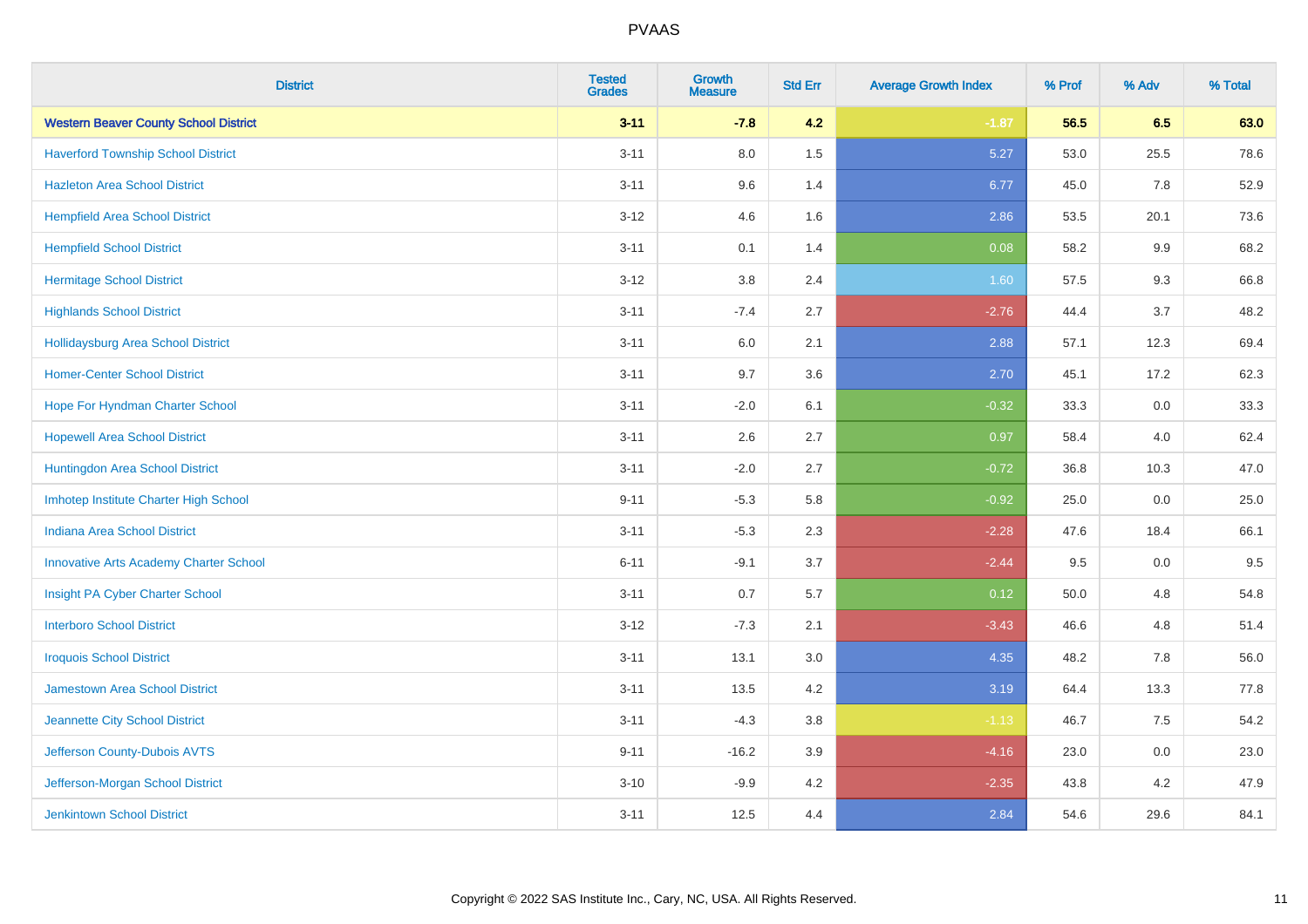| District | Tested Grades | Growth Measure | Std Err | Average Growth Index | % Prof | % Adv | % Total |
|---|---|---|---|---|---|---|---|
| **Western Beaver County School District** | **3-11** | **-7.8** | **4.2** | **-1.87** | **56.5** | **6.5** | **63.0** |
| Haverford Township School District | 3-11 | 8.0 | 1.5 | 5.27 | 53.0 | 25.5 | 78.6 |
| Hazleton Area School District | 3-11 | 9.6 | 1.4 | 6.77 | 45.0 | 7.8 | 52.9 |
| Hempfield Area School District | 3-12 | 4.6 | 1.6 | 2.86 | 53.5 | 20.1 | 73.6 |
| Hempfield School District | 3-11 | 0.1 | 1.4 | 0.08 | 58.2 | 9.9 | 68.2 |
| Hermitage School District | 3-12 | 3.8 | 2.4 | 1.60 | 57.5 | 9.3 | 66.8 |
| Highlands School District | 3-11 | -7.4 | 2.7 | -2.76 | 44.4 | 3.7 | 48.2 |
| Hollidaysburg Area School District | 3-11 | 6.0 | 2.1 | 2.88 | 57.1 | 12.3 | 69.4 |
| Homer-Center School District | 3-11 | 9.7 | 3.6 | 2.70 | 45.1 | 17.2 | 62.3 |
| Hope For Hyndman Charter School | 3-11 | -2.0 | 6.1 | -0.32 | 33.3 | 0.0 | 33.3 |
| Hopewell Area School District | 3-11 | 2.6 | 2.7 | 0.97 | 58.4 | 4.0 | 62.4 |
| Huntingdon Area School District | 3-11 | -2.0 | 2.7 | -0.72 | 36.8 | 10.3 | 47.0 |
| Imhotep Institute Charter High School | 9-11 | -5.3 | 5.8 | -0.92 | 25.0 | 0.0 | 25.0 |
| Indiana Area School District | 3-11 | -5.3 | 2.3 | -2.28 | 47.6 | 18.4 | 66.1 |
| Innovative Arts Academy Charter School | 6-11 | -9.1 | 3.7 | -2.44 | 9.5 | 0.0 | 9.5 |
| Insight PA Cyber Charter School | 3-11 | 0.7 | 5.7 | 0.12 | 50.0 | 4.8 | 54.8 |
| Interboro School District | 3-12 | -7.3 | 2.1 | -3.43 | 46.6 | 4.8 | 51.4 |
| Iroquois School District | 3-11 | 13.1 | 3.0 | 4.35 | 48.2 | 7.8 | 56.0 |
| Jamestown Area School District | 3-11 | 13.5 | 4.2 | 3.19 | 64.4 | 13.3 | 77.8 |
| Jeannette City School District | 3-11 | -4.3 | 3.8 | -1.13 | 46.7 | 7.5 | 54.2 |
| Jefferson County-Dubois AVTS | 9-11 | -16.2 | 3.9 | -4.16 | 23.0 | 0.0 | 23.0 |
| Jefferson-Morgan School District | 3-10 | -9.9 | 4.2 | -2.35 | 43.8 | 4.2 | 47.9 |
| Jenkintown School District | 3-11 | 12.5 | 4.4 | 2.84 | 54.6 | 29.6 | 84.1 |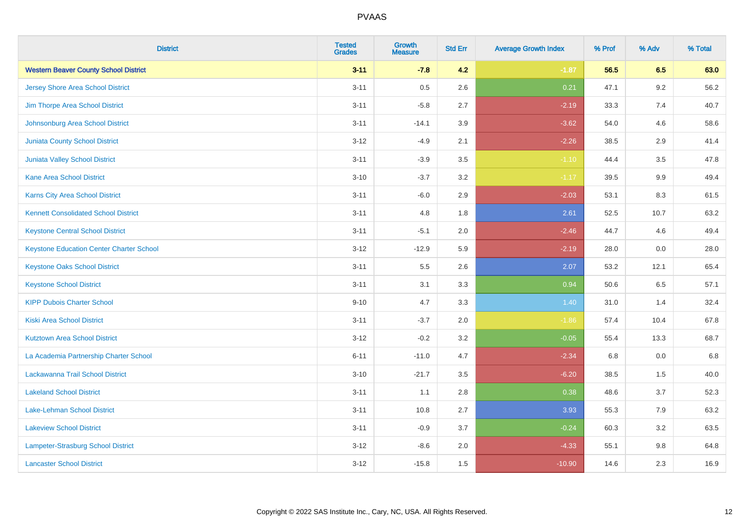| District | Tested Grades | Growth Measure | Std Err | Average Growth Index | % Prof | % Adv | % Total |
|---|---|---|---|---|---|---|---|
| **Western Beaver County School District** | **3-11** | **-7.8** | **4.2** | **-1.87** | **56.5** | **6.5** | **63.0** |
| Jersey Shore Area School District | 3-11 | 0.5 | 2.6 | 0.21 | 47.1 | 9.2 | 56.2 |
| Jim Thorpe Area School District | 3-11 | -5.8 | 2.7 | -2.19 | 33.3 | 7.4 | 40.7 |
| Johnsonburg Area School District | 3-11 | -14.1 | 3.9 | -3.62 | 54.0 | 4.6 | 58.6 |
| Juniata County School District | 3-12 | -4.9 | 2.1 | -2.26 | 38.5 | 2.9 | 41.4 |
| Juniata Valley School District | 3-11 | -3.9 | 3.5 | -1.10 | 44.4 | 3.5 | 47.8 |
| Kane Area School District | 3-10 | -3.7 | 3.2 | -1.17 | 39.5 | 9.9 | 49.4 |
| Karns City Area School District | 3-11 | -6.0 | 2.9 | -2.03 | 53.1 | 8.3 | 61.5 |
| Kennett Consolidated School District | 3-11 | 4.8 | 1.8 | 2.61 | 52.5 | 10.7 | 63.2 |
| Keystone Central School District | 3-11 | -5.1 | 2.0 | -2.46 | 44.7 | 4.6 | 49.4 |
| Keystone Education Center Charter School | 3-12 | -12.9 | 5.9 | -2.19 | 28.0 | 0.0 | 28.0 |
| Keystone Oaks School District | 3-11 | 5.5 | 2.6 | 2.07 | 53.2 | 12.1 | 65.4 |
| Keystone School District | 3-11 | 3.1 | 3.3 | 0.94 | 50.6 | 6.5 | 57.1 |
| KIPP Dubois Charter School | 9-10 | 4.7 | 3.3 | 1.40 | 31.0 | 1.4 | 32.4 |
| Kiski Area School District | 3-11 | -3.7 | 2.0 | -1.86 | 57.4 | 10.4 | 67.8 |
| Kutztown Area School District | 3-12 | -0.2 | 3.2 | -0.05 | 55.4 | 13.3 | 68.7 |
| La Academia Partnership Charter School | 6-11 | -11.0 | 4.7 | -2.34 | 6.8 | 0.0 | 6.8 |
| Lackawanna Trail School District | 3-10 | -21.7 | 3.5 | -6.20 | 38.5 | 1.5 | 40.0 |
| Lakeland School District | 3-11 | 1.1 | 2.8 | 0.38 | 48.6 | 3.7 | 52.3 |
| Lake-Lehman School District | 3-11 | 10.8 | 2.7 | 3.93 | 55.3 | 7.9 | 63.2 |
| Lakeview School District | 3-11 | -0.9 | 3.7 | -0.24 | 60.3 | 3.2 | 63.5 |
| Lampeter-Strasburg School District | 3-12 | -8.6 | 2.0 | -4.33 | 55.1 | 9.8 | 64.8 |
| Lancaster School District | 3-12 | -15.8 | 1.5 | -10.90 | 14.6 | 2.3 | 16.9 |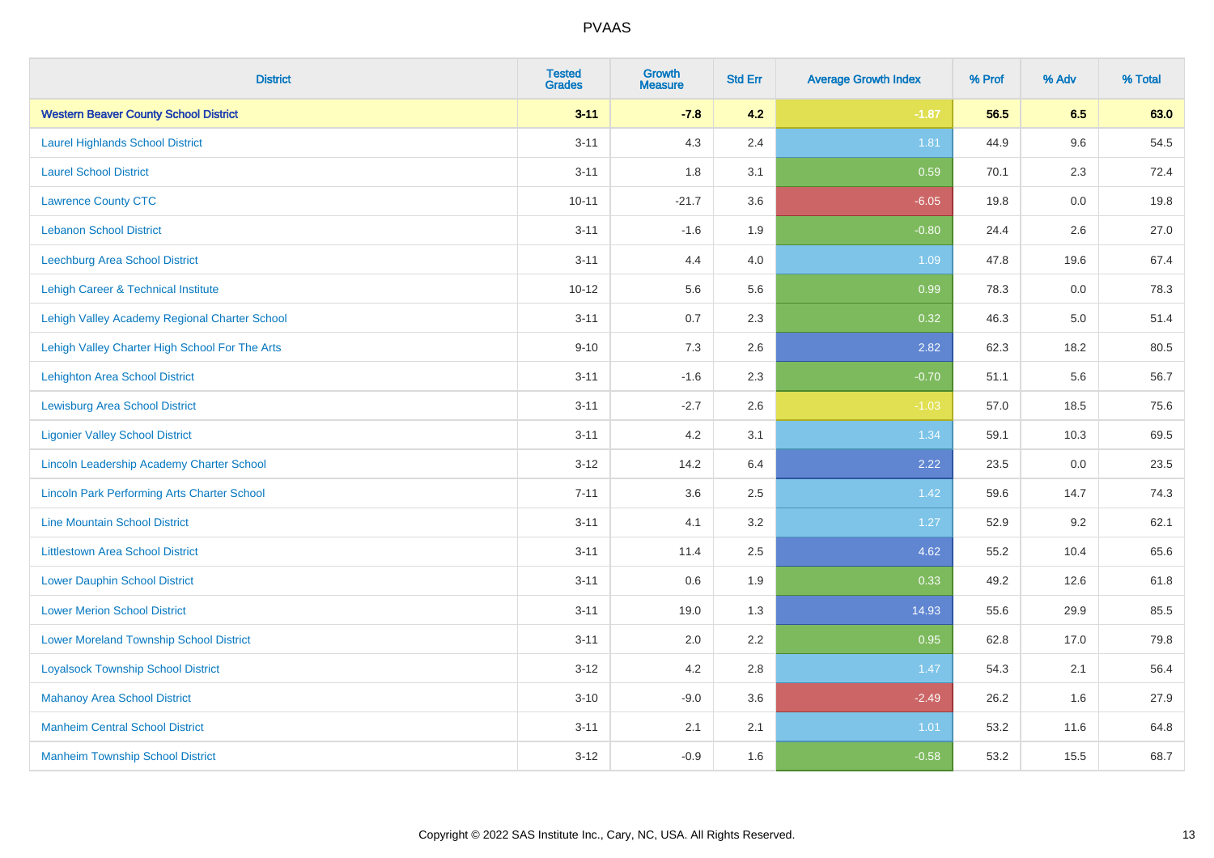| District | Tested Grades | Growth Measure | Std Err | Average Growth Index | % Prof | % Adv | % Total |
|---|---|---|---|---|---|---|---|
| **Western Beaver County School District** | **3-11** | **-7.8** | **4.2** | **-1.87** | **56.5** | **6.5** | **63.0** |
| Laurel Highlands School District | 3-11 | 4.3 | 2.4 | 1.81 | 44.9 | 9.6 | 54.5 |
| Laurel School District | 3-11 | 1.8 | 3.1 | 0.59 | 70.1 | 2.3 | 72.4 |
| Lawrence County CTC | 10-11 | -21.7 | 3.6 | -6.05 | 19.8 | 0.0 | 19.8 |
| Lebanon School District | 3-11 | -1.6 | 1.9 | -0.80 | 24.4 | 2.6 | 27.0 |
| Leechburg Area School District | 3-11 | 4.4 | 4.0 | 1.09 | 47.8 | 19.6 | 67.4 |
| Lehigh Career & Technical Institute | 10-12 | 5.6 | 5.6 | 0.99 | 78.3 | 0.0 | 78.3 |
| Lehigh Valley Academy Regional Charter School | 3-11 | 0.7 | 2.3 | 0.32 | 46.3 | 5.0 | 51.4 |
| Lehigh Valley Charter High School For The Arts | 9-10 | 7.3 | 2.6 | 2.82 | 62.3 | 18.2 | 80.5 |
| Lehighton Area School District | 3-11 | -1.6 | 2.3 | -0.70 | 51.1 | 5.6 | 56.7 |
| Lewisburg Area School District | 3-11 | -2.7 | 2.6 | -1.03 | 57.0 | 18.5 | 75.6 |
| Ligonier Valley School District | 3-11 | 4.2 | 3.1 | 1.34 | 59.1 | 10.3 | 69.5 |
| Lincoln Leadership Academy Charter School | 3-12 | 14.2 | 6.4 | 2.22 | 23.5 | 0.0 | 23.5 |
| Lincoln Park Performing Arts Charter School | 7-11 | 3.6 | 2.5 | 1.42 | 59.6 | 14.7 | 74.3 |
| Line Mountain School District | 3-11 | 4.1 | 3.2 | 1.27 | 52.9 | 9.2 | 62.1 |
| Littlestown Area School District | 3-11 | 11.4 | 2.5 | 4.62 | 55.2 | 10.4 | 65.6 |
| Lower Dauphin School District | 3-11 | 0.6 | 1.9 | 0.33 | 49.2 | 12.6 | 61.8 |
| Lower Merion School District | 3-11 | 19.0 | 1.3 | 14.93 | 55.6 | 29.9 | 85.5 |
| Lower Moreland Township School District | 3-11 | 2.0 | 2.2 | 0.95 | 62.8 | 17.0 | 79.8 |
| Loyalsock Township School District | 3-12 | 4.2 | 2.8 | 1.47 | 54.3 | 2.1 | 56.4 |
| Mahanoy Area School District | 3-10 | -9.0 | 3.6 | -2.49 | 26.2 | 1.6 | 27.9 |
| Manheim Central School District | 3-11 | 2.1 | 2.1 | 1.01 | 53.2 | 11.6 | 64.8 |
| Manheim Township School District | 3-12 | -0.9 | 1.6 | -0.58 | 53.2 | 15.5 | 68.7 |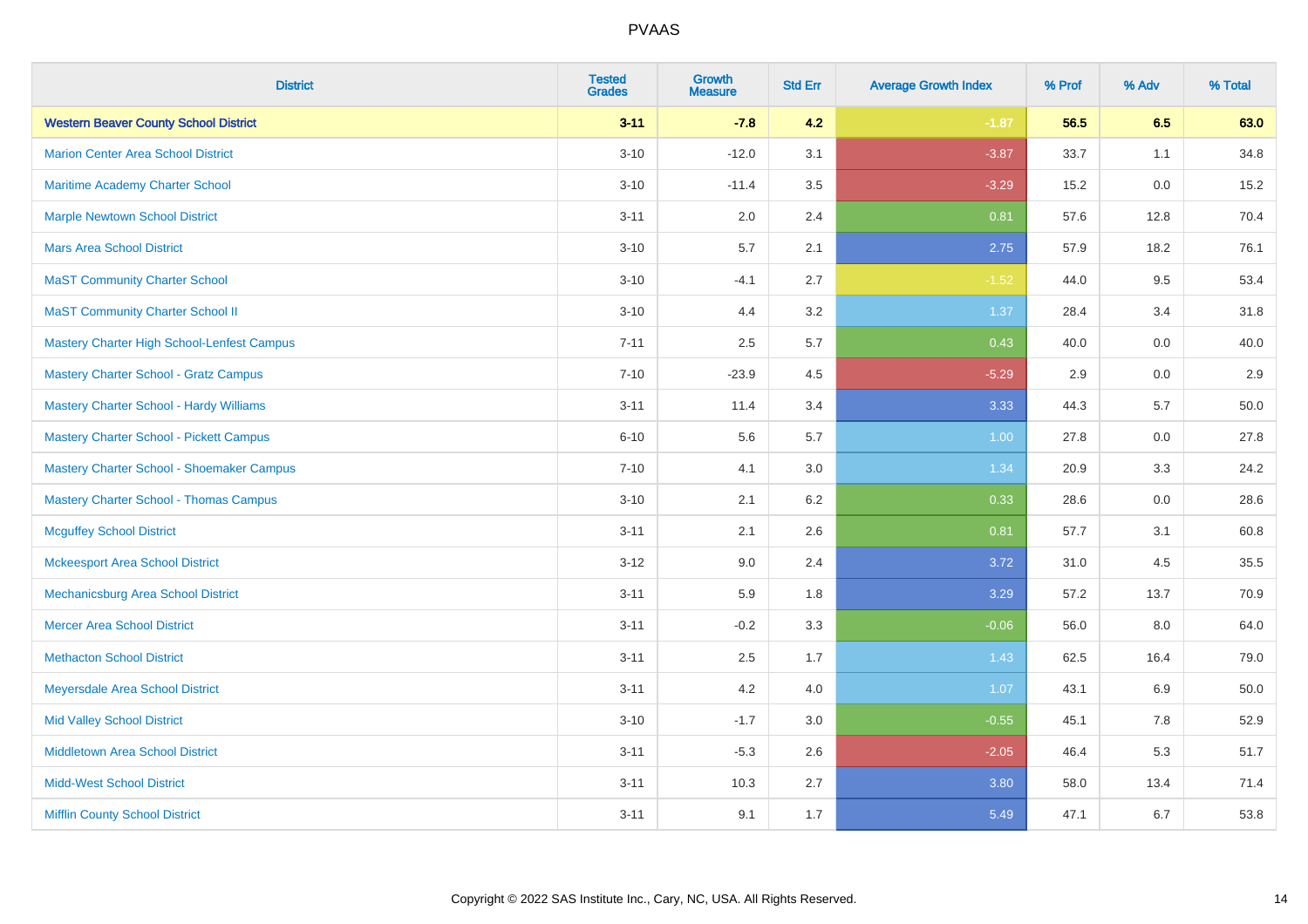| District | Tested Grades | Growth Measure | Std Err | Average Growth Index | % Prof | % Adv | % Total |
|---|---|---|---|---|---|---|---|
| **Western Beaver County School District** | **3-11** | **-7.8** | **4.2** | **-1.87** | **56.5** | **6.5** | **63.0** |
| Marion Center Area School District | 3-10 | -12.0 | 3.1 | -3.87 | 33.7 | 1.1 | 34.8 |
| Maritime Academy Charter School | 3-10 | -11.4 | 3.5 | -3.29 | 15.2 | 0.0 | 15.2 |
| Marple Newtown School District | 3-11 | 2.0 | 2.4 | 0.81 | 57.6 | 12.8 | 70.4 |
| Mars Area School District | 3-10 | 5.7 | 2.1 | 2.75 | 57.9 | 18.2 | 76.1 |
| MaST Community Charter School | 3-10 | -4.1 | 2.7 | -1.52 | 44.0 | 9.5 | 53.4 |
| MaST Community Charter School II | 3-10 | 4.4 | 3.2 | 1.37 | 28.4 | 3.4 | 31.8 |
| Mastery Charter High School-Lenfest Campus | 7-11 | 2.5 | 5.7 | 0.43 | 40.0 | 0.0 | 40.0 |
| Mastery Charter School - Gratz Campus | 7-10 | -23.9 | 4.5 | -5.29 | 2.9 | 0.0 | 2.9 |
| Mastery Charter School - Hardy Williams | 3-11 | 11.4 | 3.4 | 3.33 | 44.3 | 5.7 | 50.0 |
| Mastery Charter School - Pickett Campus | 6-10 | 5.6 | 5.7 | 1.00 | 27.8 | 0.0 | 27.8 |
| Mastery Charter School - Shoemaker Campus | 7-10 | 4.1 | 3.0 | 1.34 | 20.9 | 3.3 | 24.2 |
| Mastery Charter School - Thomas Campus | 3-10 | 2.1 | 6.2 | 0.33 | 28.6 | 0.0 | 28.6 |
| Mcguffey School District | 3-11 | 2.1 | 2.6 | 0.81 | 57.7 | 3.1 | 60.8 |
| Mckeesport Area School District | 3-12 | 9.0 | 2.4 | 3.72 | 31.0 | 4.5 | 35.5 |
| Mechanicsburg Area School District | 3-11 | 5.9 | 1.8 | 3.29 | 57.2 | 13.7 | 70.9 |
| Mercer Area School District | 3-11 | -0.2 | 3.3 | -0.06 | 56.0 | 8.0 | 64.0 |
| Methacton School District | 3-11 | 2.5 | 1.7 | 1.43 | 62.5 | 16.4 | 79.0 |
| Meyersdale Area School District | 3-11 | 4.2 | 4.0 | 1.07 | 43.1 | 6.9 | 50.0 |
| Mid Valley School District | 3-10 | -1.7 | 3.0 | -0.55 | 45.1 | 7.8 | 52.9 |
| Middletown Area School District | 3-11 | -5.3 | 2.6 | -2.05 | 46.4 | 5.3 | 51.7 |
| Midd-West School District | 3-11 | 10.3 | 2.7 | 3.80 | 58.0 | 13.4 | 71.4 |
| Mifflin County School District | 3-11 | 9.1 | 1.7 | 5.49 | 47.1 | 6.7 | 53.8 |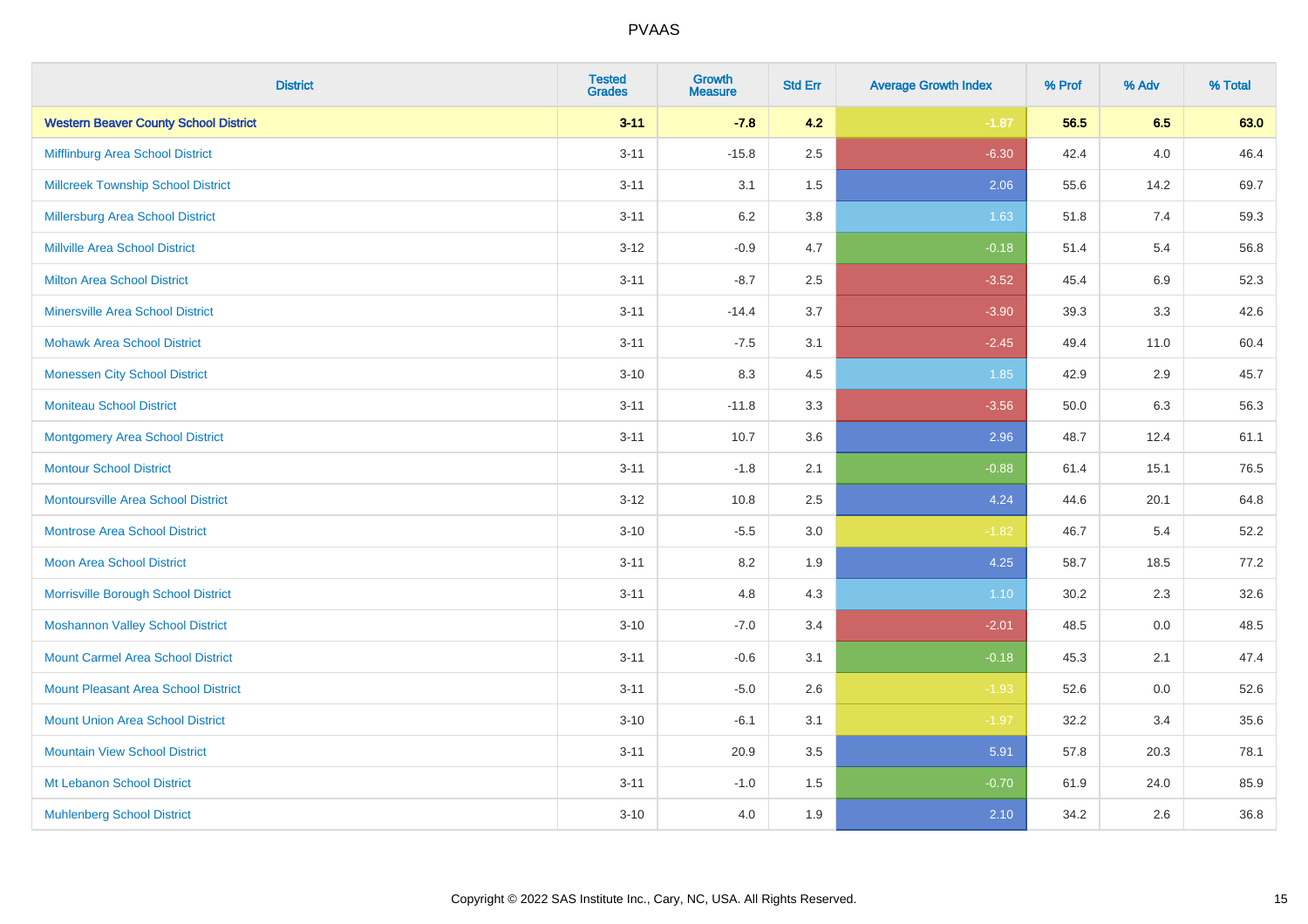| District | Tested Grades | Growth Measure | Std Err | Average Growth Index | % Prof | % Adv | % Total |
|---|---|---|---|---|---|---|---|
| **Western Beaver County School District** | **3-11** | **-7.8** | **4.2** | **-1.87** | **56.5** | **6.5** | **63.0** |
| Mifflinburg Area School District | 3-11 | -15.8 | 2.5 | -6.30 | 42.4 | 4.0 | 46.4 |
| Millcreek Township School District | 3-11 | 3.1 | 1.5 | 2.06 | 55.6 | 14.2 | 69.7 |
| Millersburg Area School District | 3-11 | 6.2 | 3.8 | 1.63 | 51.8 | 7.4 | 59.3 |
| Millville Area School District | 3-12 | -0.9 | 4.7 | -0.18 | 51.4 | 5.4 | 56.8 |
| Milton Area School District | 3-11 | -8.7 | 2.5 | -3.52 | 45.4 | 6.9 | 52.3 |
| Minersville Area School District | 3-11 | -14.4 | 3.7 | -3.90 | 39.3 | 3.3 | 42.6 |
| Mohawk Area School District | 3-11 | -7.5 | 3.1 | -2.45 | 49.4 | 11.0 | 60.4 |
| Monessen City School District | 3-10 | 8.3 | 4.5 | 1.85 | 42.9 | 2.9 | 45.7 |
| Moniteau School District | 3-11 | -11.8 | 3.3 | -3.56 | 50.0 | 6.3 | 56.3 |
| Montgomery Area School District | 3-11 | 10.7 | 3.6 | 2.96 | 48.7 | 12.4 | 61.1 |
| Montour School District | 3-11 | -1.8 | 2.1 | -0.88 | 61.4 | 15.1 | 76.5 |
| Montoursville Area School District | 3-12 | 10.8 | 2.5 | 4.24 | 44.6 | 20.1 | 64.8 |
| Montrose Area School District | 3-10 | -5.5 | 3.0 | -1.82 | 46.7 | 5.4 | 52.2 |
| Moon Area School District | 3-11 | 8.2 | 1.9 | 4.25 | 58.7 | 18.5 | 77.2 |
| Morrisville Borough School District | 3-11 | 4.8 | 4.3 | 1.10 | 30.2 | 2.3 | 32.6 |
| Moshannon Valley School District | 3-10 | -7.0 | 3.4 | -2.01 | 48.5 | 0.0 | 48.5 |
| Mount Carmel Area School District | 3-11 | -0.6 | 3.1 | -0.18 | 45.3 | 2.1 | 47.4 |
| Mount Pleasant Area School District | 3-11 | -5.0 | 2.6 | -1.93 | 52.6 | 0.0 | 52.6 |
| Mount Union Area School District | 3-10 | -6.1 | 3.1 | -1.97 | 32.2 | 3.4 | 35.6 |
| Mountain View School District | 3-11 | 20.9 | 3.5 | 5.91 | 57.8 | 20.3 | 78.1 |
| Mt Lebanon School District | 3-11 | -1.0 | 1.5 | -0.70 | 61.9 | 24.0 | 85.9 |
| Muhlenberg School District | 3-10 | 4.0 | 1.9 | 2.10 | 34.2 | 2.6 | 36.8 |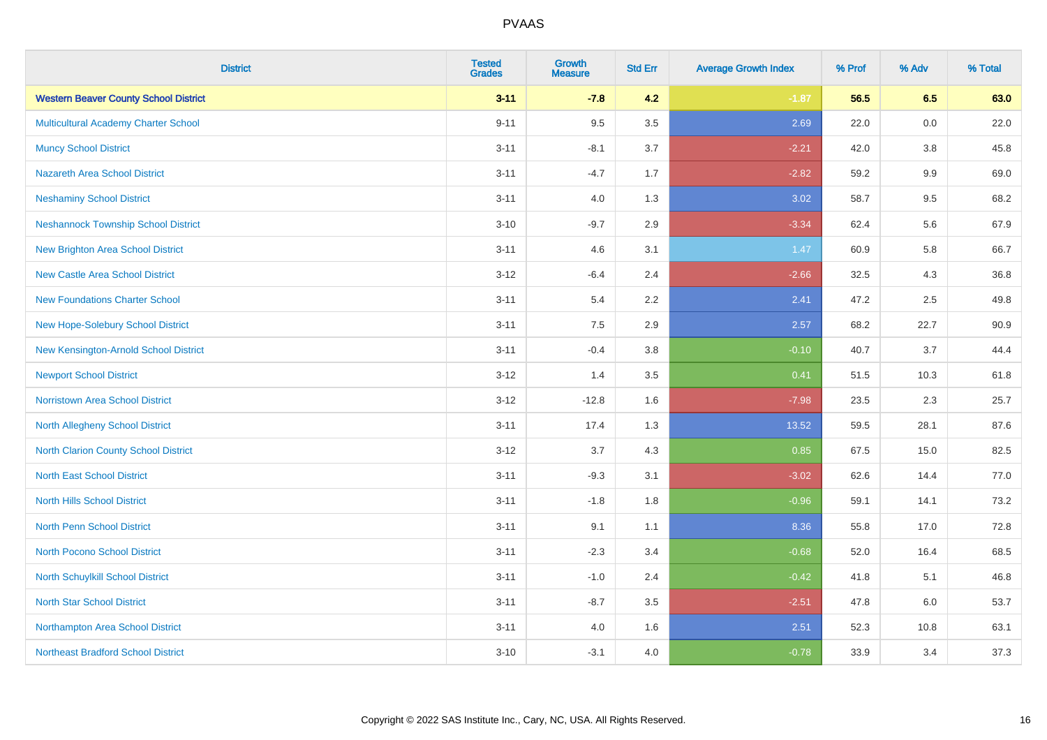PVAAS

| District | Tested Grades | Growth Measure | Std Err | Average Growth Index | % Prof | % Adv | % Total |
|---|---|---|---|---|---|---|---|
| **Western Beaver County School District** | **3-11** | **-7.8** | **4.2** | **-1.87** | **56.5** | **6.5** | **63.0** |
| Multicultural Academy Charter School | 9-11 | 9.5 | 3.5 | 2.69 | 22.0 | 0.0 | 22.0 |
| Muncy School District | 3-11 | -8.1 | 3.7 | -2.21 | 42.0 | 3.8 | 45.8 |
| Nazareth Area School District | 3-11 | -4.7 | 1.7 | -2.82 | 59.2 | 9.9 | 69.0 |
| Neshaminy School District | 3-11 | 4.0 | 1.3 | 3.02 | 58.7 | 9.5 | 68.2 |
| Neshannock Township School District | 3-10 | -9.7 | 2.9 | -3.34 | 62.4 | 5.6 | 67.9 |
| New Brighton Area School District | 3-11 | 4.6 | 3.1 | 1.47 | 60.9 | 5.8 | 66.7 |
| New Castle Area School District | 3-12 | -6.4 | 2.4 | -2.66 | 32.5 | 4.3 | 36.8 |
| New Foundations Charter School | 3-11 | 5.4 | 2.2 | 2.41 | 47.2 | 2.5 | 49.8 |
| New Hope-Solebury School District | 3-11 | 7.5 | 2.9 | 2.57 | 68.2 | 22.7 | 90.9 |
| New Kensington-Arnold School District | 3-11 | -0.4 | 3.8 | -0.10 | 40.7 | 3.7 | 44.4 |
| Newport School District | 3-12 | 1.4 | 3.5 | 0.41 | 51.5 | 10.3 | 61.8 |
| Norristown Area School District | 3-12 | -12.8 | 1.6 | -7.98 | 23.5 | 2.3 | 25.7 |
| North Allegheny School District | 3-11 | 17.4 | 1.3 | 13.52 | 59.5 | 28.1 | 87.6 |
| North Clarion County School District | 3-12 | 3.7 | 4.3 | 0.85 | 67.5 | 15.0 | 82.5 |
| North East School District | 3-11 | -9.3 | 3.1 | -3.02 | 62.6 | 14.4 | 77.0 |
| North Hills School District | 3-11 | -1.8 | 1.8 | -0.96 | 59.1 | 14.1 | 73.2 |
| North Penn School District | 3-11 | 9.1 | 1.1 | 8.36 | 55.8 | 17.0 | 72.8 |
| North Pocono School District | 3-11 | -2.3 | 3.4 | -0.68 | 52.0 | 16.4 | 68.5 |
| North Schuylkill School District | 3-11 | -1.0 | 2.4 | -0.42 | 41.8 | 5.1 | 46.8 |
| North Star School District | 3-11 | -8.7 | 3.5 | -2.51 | 47.8 | 6.0 | 53.7 |
| Northampton Area School District | 3-11 | 4.0 | 1.6 | 2.51 | 52.3 | 10.8 | 63.1 |
| Northeast Bradford School District | 3-10 | -3.1 | 4.0 | -0.78 | 33.9 | 3.4 | 37.3 |

Copyright © 2022 SAS Institute Inc., Cary, NC, USA. All Rights Reserved.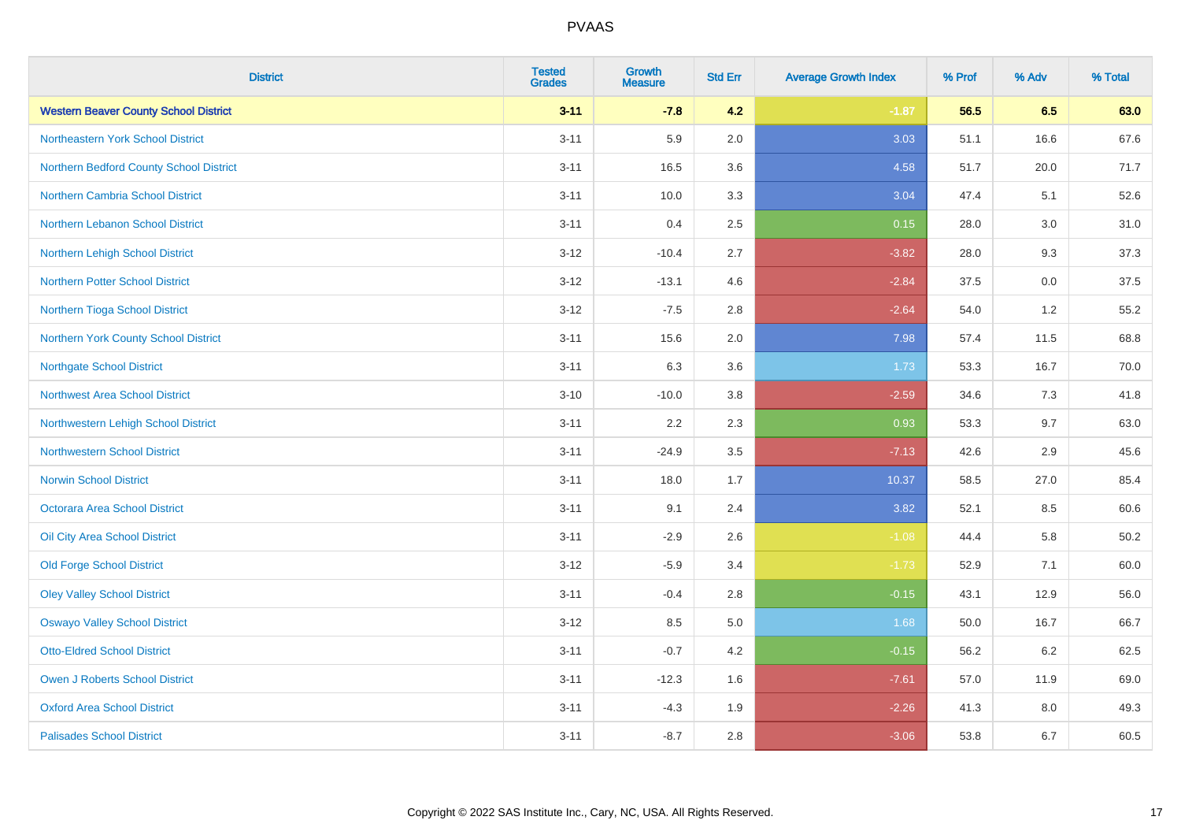# PVAAS

| District | Tested Grades | Growth Measure | Std Err | Average Growth Index | % Prof | % Adv | % Total |
|---|---|---|---|---|---|---|---|
| **Western Beaver County School District** | **3-11** | **-7.8** | **4.2** | **-1.87** | **56.5** | **6.5** | **63.0** |
| Northeastern York School District | 3-11 | 5.9 | 2.0 | 3.03 | 51.1 | 16.6 | 67.6 |
| Northern Bedford County School District | 3-11 | 16.5 | 3.6 | 4.58 | 51.7 | 20.0 | 71.7 |
| Northern Cambria School District | 3-11 | 10.0 | 3.3 | 3.04 | 47.4 | 5.1 | 52.6 |
| Northern Lebanon School District | 3-11 | 0.4 | 2.5 | 0.15 | 28.0 | 3.0 | 31.0 |
| Northern Lehigh School District | 3-12 | -10.4 | 2.7 | -3.82 | 28.0 | 9.3 | 37.3 |
| Northern Potter School District | 3-12 | -13.1 | 4.6 | -2.84 | 37.5 | 0.0 | 37.5 |
| Northern Tioga School District | 3-12 | -7.5 | 2.8 | -2.64 | 54.0 | 1.2 | 55.2 |
| Northern York County School District | 3-11 | 15.6 | 2.0 | 7.98 | 57.4 | 11.5 | 68.8 |
| Northgate School District | 3-11 | 6.3 | 3.6 | 1.73 | 53.3 | 16.7 | 70.0 |
| Northwest Area School District | 3-10 | -10.0 | 3.8 | -2.59 | 34.6 | 7.3 | 41.8 |
| Northwestern Lehigh School District | 3-11 | 2.2 | 2.3 | 0.93 | 53.3 | 9.7 | 63.0 |
| Northwestern School District | 3-11 | -24.9 | 3.5 | -7.13 | 42.6 | 2.9 | 45.6 |
| Norwin School District | 3-11 | 18.0 | 1.7 | 10.37 | 58.5 | 27.0 | 85.4 |
| Octorara Area School District | 3-11 | 9.1 | 2.4 | 3.82 | 52.1 | 8.5 | 60.6 |
| Oil City Area School District | 3-11 | -2.9 | 2.6 | -1.08 | 44.4 | 5.8 | 50.2 |
| Old Forge School District | 3-12 | -5.9 | 3.4 | -1.73 | 52.9 | 7.1 | 60.0 |
| Oley Valley School District | 3-11 | -0.4 | 2.8 | -0.15 | 43.1 | 12.9 | 56.0 |
| Oswayo Valley School District | 3-12 | 8.5 | 5.0 | 1.68 | 50.0 | 16.7 | 66.7 |
| Otto-Eldred School District | 3-11 | -0.7 | 4.2 | -0.15 | 56.2 | 6.2 | 62.5 |
| Owen J Roberts School District | 3-11 | -12.3 | 1.6 | -7.61 | 57.0 | 11.9 | 69.0 |
| Oxford Area School District | 3-11 | -4.3 | 1.9 | -2.26 | 41.3 | 8.0 | 49.3 |
| Palisades School District | 3-11 | -8.7 | 2.8 | -3.06 | 53.8 | 6.7 | 60.5 |

Copyright © 2022 SAS Institute Inc., Cary, NC, USA. All Rights Reserved.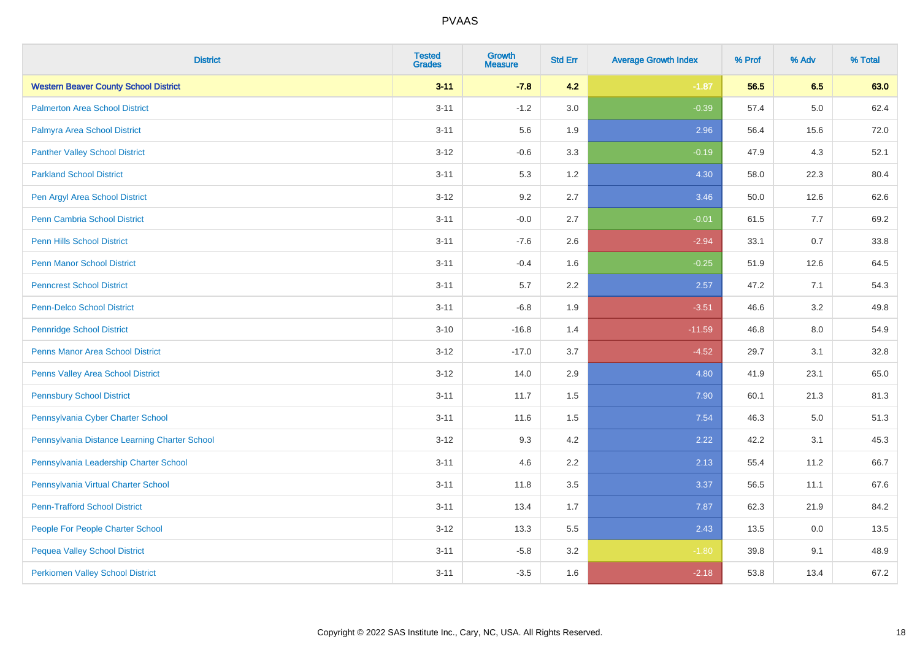| District | Tested Grades | Growth Measure | Std Err | Average Growth Index | % Prof | % Adv | % Total |
|---|---|---|---|---|---|---|---|
| **Western Beaver County School District** | **3-11** | **-7.8** | **4.2** | **-1.87** | **56.5** | **6.5** | **63.0** |
| Palmerton Area School District | 3-11 | -1.2 | 3.0 | -0.39 | 57.4 | 5.0 | 62.4 |
| Palmyra Area School District | 3-11 | 5.6 | 1.9 | 2.96 | 56.4 | 15.6 | 72.0 |
| Panther Valley School District | 3-12 | -0.6 | 3.3 | -0.19 | 47.9 | 4.3 | 52.1 |
| Parkland School District | 3-11 | 5.3 | 1.2 | 4.30 | 58.0 | 22.3 | 80.4 |
| Pen Argyl Area School District | 3-12 | 9.2 | 2.7 | 3.46 | 50.0 | 12.6 | 62.6 |
| Penn Cambria School District | 3-11 | -0.0 | 2.7 | -0.01 | 61.5 | 7.7 | 69.2 |
| Penn Hills School District | 3-11 | -7.6 | 2.6 | -2.94 | 33.1 | 0.7 | 33.8 |
| Penn Manor School District | 3-11 | -0.4 | 1.6 | -0.25 | 51.9 | 12.6 | 64.5 |
| Penncrest School District | 3-11 | 5.7 | 2.2 | 2.57 | 47.2 | 7.1 | 54.3 |
| Penn-Delco School District | 3-11 | -6.8 | 1.9 | -3.51 | 46.6 | 3.2 | 49.8 |
| Pennridge School District | 3-10 | -16.8 | 1.4 | -11.59 | 46.8 | 8.0 | 54.9 |
| Penns Manor Area School District | 3-12 | -17.0 | 3.7 | -4.52 | 29.7 | 3.1 | 32.8 |
| Penns Valley Area School District | 3-12 | 14.0 | 2.9 | 4.80 | 41.9 | 23.1 | 65.0 |
| Pennsbury School District | 3-11 | 11.7 | 1.5 | 7.90 | 60.1 | 21.3 | 81.3 |
| Pennsylvania Cyber Charter School | 3-11 | 11.6 | 1.5 | 7.54 | 46.3 | 5.0 | 51.3 |
| Pennsylvania Distance Learning Charter School | 3-12 | 9.3 | 4.2 | 2.22 | 42.2 | 3.1 | 45.3 |
| Pennsylvania Leadership Charter School | 3-11 | 4.6 | 2.2 | 2.13 | 55.4 | 11.2 | 66.7 |
| Pennsylvania Virtual Charter School | 3-11 | 11.8 | 3.5 | 3.37 | 56.5 | 11.1 | 67.6 |
| Penn-Trafford School District | 3-11 | 13.4 | 1.7 | 7.87 | 62.3 | 21.9 | 84.2 |
| People For People Charter School | 3-12 | 13.3 | 5.5 | 2.43 | 13.5 | 0.0 | 13.5 |
| Pequea Valley School District | 3-11 | -5.8 | 3.2 | -1.80 | 39.8 | 9.1 | 48.9 |
| Perkiomen Valley School District | 3-11 | -3.5 | 1.6 | -2.18 | 53.8 | 13.4 | 67.2 |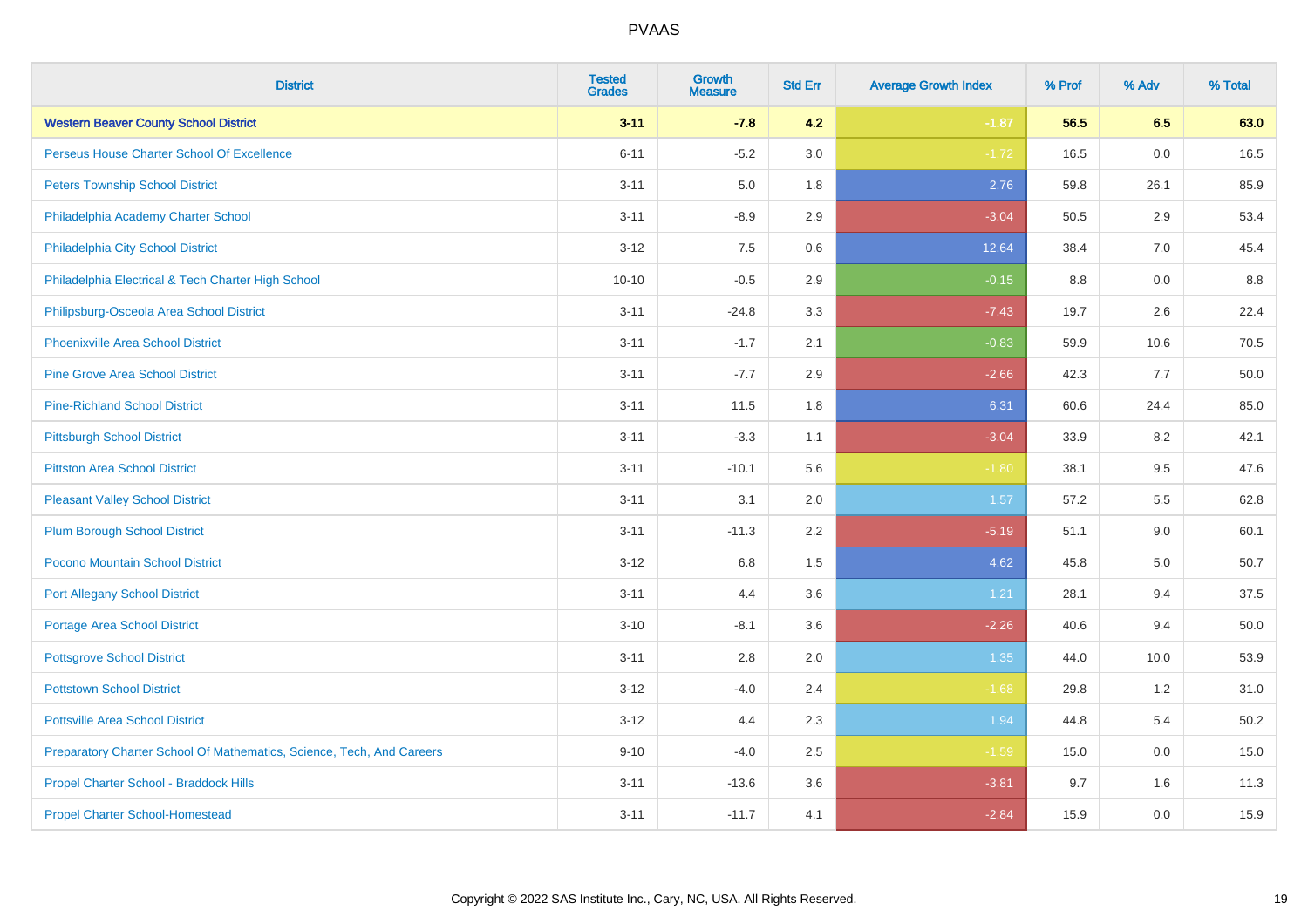# PVAAS

| District | Tested Grades | Growth Measure | Std Err | Average Growth Index | % Prof | % Adv | % Total |
|---|---|---|---|---|---|---|---|
| **Western Beaver County School District** | **3-11** | **-7.8** | **4.2** | **-1.87** | **56.5** | **6.5** | **63.0** |
| Perseus House Charter School Of Excellence | 6-11 | -5.2 | 3.0 | -1.72 | 16.5 | 0.0 | 16.5 |
| Peters Township School District | 3-11 | 5.0 | 1.8 | 2.76 | 59.8 | 26.1 | 85.9 |
| Philadelphia Academy Charter School | 3-11 | -8.9 | 2.9 | -3.04 | 50.5 | 2.9 | 53.4 |
| Philadelphia City School District | 3-12 | 7.5 | 0.6 | 12.64 | 38.4 | 7.0 | 45.4 |
| Philadelphia Electrical & Tech Charter High School | 10-10 | -0.5 | 2.9 | -0.15 | 8.8 | 0.0 | 8.8 |
| Philipsburg-Osceola Area School District | 3-11 | -24.8 | 3.3 | -7.43 | 19.7 | 2.6 | 22.4 |
| Phoenixville Area School District | 3-11 | -1.7 | 2.1 | -0.83 | 59.9 | 10.6 | 70.5 |
| Pine Grove Area School District | 3-11 | -7.7 | 2.9 | -2.66 | 42.3 | 7.7 | 50.0 |
| Pine-Richland School District | 3-11 | 11.5 | 1.8 | 6.31 | 60.6 | 24.4 | 85.0 |
| Pittsburgh School District | 3-11 | -3.3 | 1.1 | -3.04 | 33.9 | 8.2 | 42.1 |
| Pittston Area School District | 3-11 | -10.1 | 5.6 | -1.80 | 38.1 | 9.5 | 47.6 |
| Pleasant Valley School District | 3-11 | 3.1 | 2.0 | 1.57 | 57.2 | 5.5 | 62.8 |
| Plum Borough School District | 3-11 | -11.3 | 2.2 | -5.19 | 51.1 | 9.0 | 60.1 |
| Pocono Mountain School District | 3-12 | 6.8 | 1.5 | 4.62 | 45.8 | 5.0 | 50.7 |
| Port Allegany School District | 3-11 | 4.4 | 3.6 | 1.21 | 28.1 | 9.4 | 37.5 |
| Portage Area School District | 3-10 | -8.1 | 3.6 | -2.26 | 40.6 | 9.4 | 50.0 |
| Pottsgrove School District | 3-11 | 2.8 | 2.0 | 1.35 | 44.0 | 10.0 | 53.9 |
| Pottstown School District | 3-12 | -4.0 | 2.4 | -1.68 | 29.8 | 1.2 | 31.0 |
| Pottsville Area School District | 3-12 | 4.4 | 2.3 | 1.94 | 44.8 | 5.4 | 50.2 |
| Preparatory Charter School Of Mathematics, Science, Tech, And Careers | 9-10 | -4.0 | 2.5 | -1.59 | 15.0 | 0.0 | 15.0 |
| Propel Charter School - Braddock Hills | 3-11 | -13.6 | 3.6 | -3.81 | 9.7 | 1.6 | 11.3 |
| Propel Charter School-Homestead | 3-11 | -11.7 | 4.1 | -2.84 | 15.9 | 0.0 | 15.9 |

Copyright © 2022 SAS Institute Inc., Cary, NC, USA. All Rights Reserved.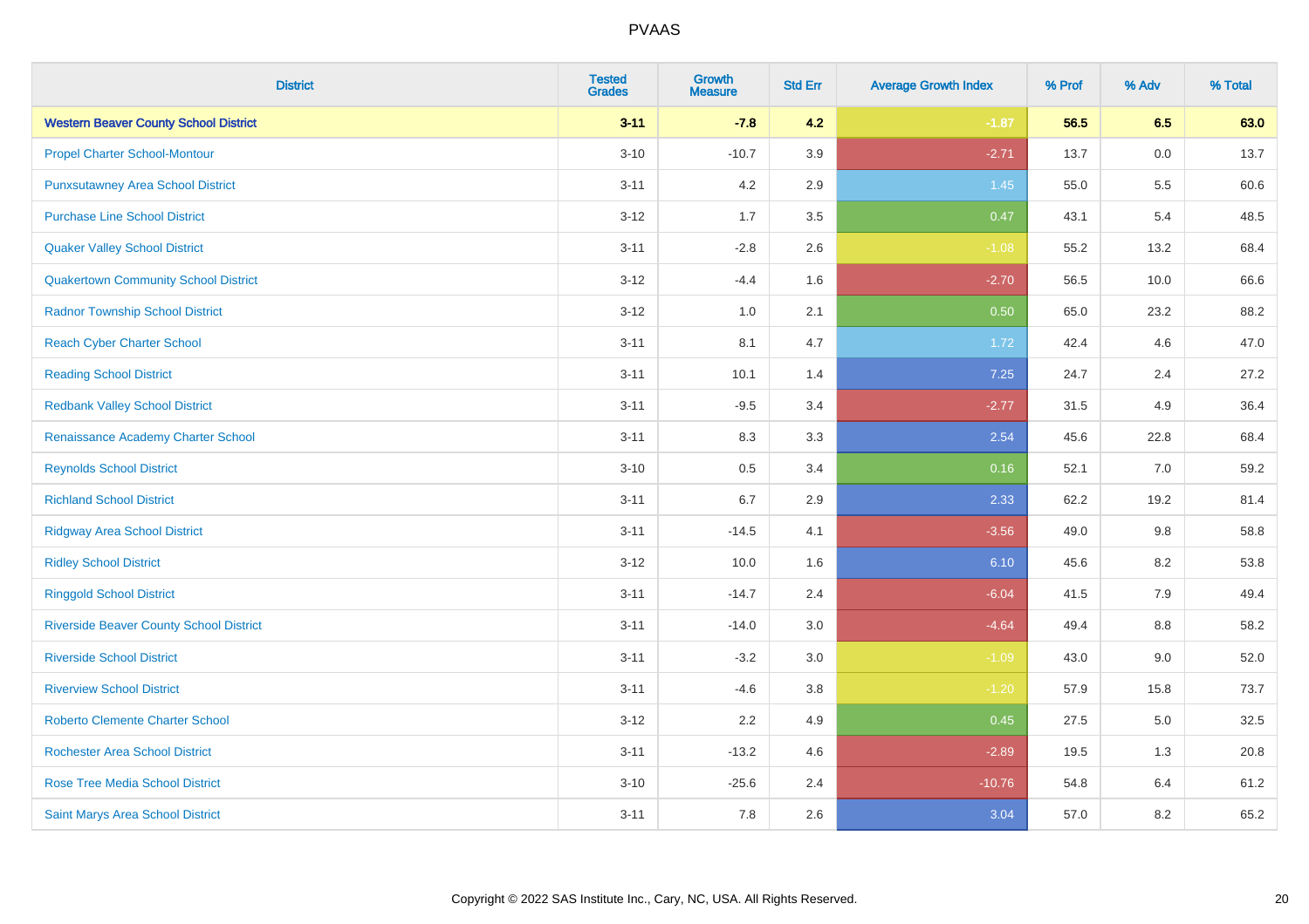# PVAAS

| District | Tested Grades | Growth Measure | Std Err | Average Growth Index | % Prof | % Adv | % Total |
|---|---|---|---|---|---|---|---|
| **Western Beaver County School District** | **3-11** | **-7.8** | **4.2** | **-1.87** | **56.5** | **6.5** | **63.0** |
| Propel Charter School-Montour | 3-10 | -10.7 | 3.9 | -2.71 | 13.7 | 0.0 | 13.7 |
| Punxsutawney Area School District | 3-11 | 4.2 | 2.9 | 1.45 | 55.0 | 5.5 | 60.6 |
| Purchase Line School District | 3-12 | 1.7 | 3.5 | 0.47 | 43.1 | 5.4 | 48.5 |
| Quaker Valley School District | 3-11 | -2.8 | 2.6 | -1.08 | 55.2 | 13.2 | 68.4 |
| Quakertown Community School District | 3-12 | -4.4 | 1.6 | -2.70 | 56.5 | 10.0 | 66.6 |
| Radnor Township School District | 3-12 | 1.0 | 2.1 | 0.50 | 65.0 | 23.2 | 88.2 |
| Reach Cyber Charter School | 3-11 | 8.1 | 4.7 | 1.72 | 42.4 | 4.6 | 47.0 |
| Reading School District | 3-11 | 10.1 | 1.4 | 7.25 | 24.7 | 2.4 | 27.2 |
| Redbank Valley School District | 3-11 | -9.5 | 3.4 | -2.77 | 31.5 | 4.9 | 36.4 |
| Renaissance Academy Charter School | 3-11 | 8.3 | 3.3 | 2.54 | 45.6 | 22.8 | 68.4 |
| Reynolds School District | 3-10 | 0.5 | 3.4 | 0.16 | 52.1 | 7.0 | 59.2 |
| Richland School District | 3-11 | 6.7 | 2.9 | 2.33 | 62.2 | 19.2 | 81.4 |
| Ridgway Area School District | 3-11 | -14.5 | 4.1 | -3.56 | 49.0 | 9.8 | 58.8 |
| Ridley School District | 3-12 | 10.0 | 1.6 | 6.10 | 45.6 | 8.2 | 53.8 |
| Ringgold School District | 3-11 | -14.7 | 2.4 | -6.04 | 41.5 | 7.9 | 49.4 |
| Riverside Beaver County School District | 3-11 | -14.0 | 3.0 | -4.64 | 49.4 | 8.8 | 58.2 |
| Riverside School District | 3-11 | -3.2 | 3.0 | -1.09 | 43.0 | 9.0 | 52.0 |
| Riverview School District | 3-11 | -4.6 | 3.8 | -1.20 | 57.9 | 15.8 | 73.7 |
| Roberto Clemente Charter School | 3-12 | 2.2 | 4.9 | 0.45 | 27.5 | 5.0 | 32.5 |
| Rochester Area School District | 3-11 | -13.2 | 4.6 | -2.89 | 19.5 | 1.3 | 20.8 |
| Rose Tree Media School District | 3-10 | -25.6 | 2.4 | -10.76 | 54.8 | 6.4 | 61.2 |
| Saint Marys Area School District | 3-11 | 7.8 | 2.6 | 3.04 | 57.0 | 8.2 | 65.2 |

Copyright © 2022 SAS Institute Inc., Cary, NC, USA. All Rights Reserved.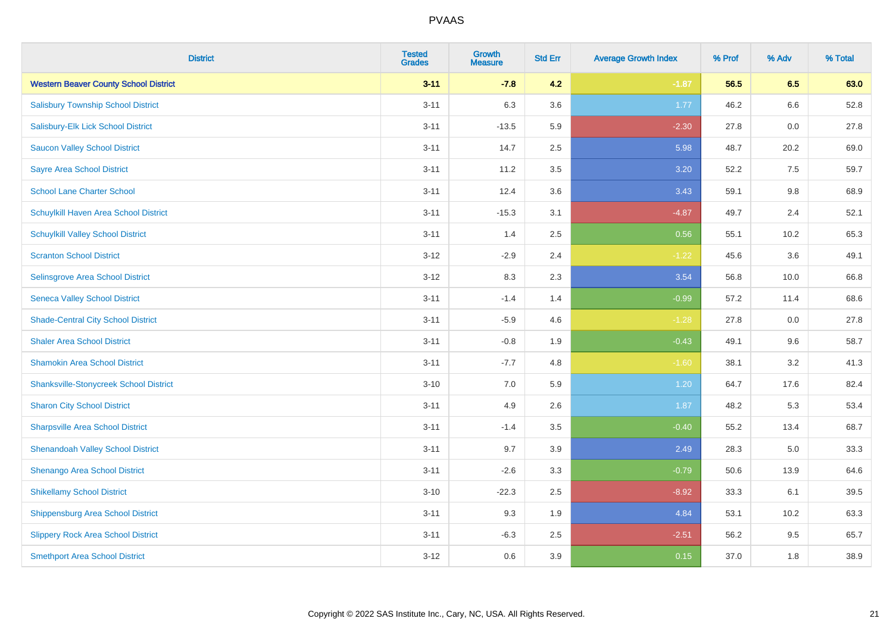PVAAS

| District | Tested Grades | Growth Measure | Std Err | Average Growth Index | % Prof | % Adv | % Total |
|---|---|---|---|---|---|---|---|
| **Western Beaver County School District** | **3-11** | **-7.8** | **4.2** | **-1.87** | **56.5** | **6.5** | **63.0** |
| Salisbury Township School District | 3-11 | 6.3 | 3.6 | 1.77 | 46.2 | 6.6 | 52.8 |
| Salisbury-Elk Lick School District | 3-11 | -13.5 | 5.9 | -2.30 | 27.8 | 0.0 | 27.8 |
| Saucon Valley School District | 3-11 | 14.7 | 2.5 | 5.98 | 48.7 | 20.2 | 69.0 |
| Sayre Area School District | 3-11 | 11.2 | 3.5 | 3.20 | 52.2 | 7.5 | 59.7 |
| School Lane Charter School | 3-11 | 12.4 | 3.6 | 3.43 | 59.1 | 9.8 | 68.9 |
| Schuylkill Haven Area School District | 3-11 | -15.3 | 3.1 | -4.87 | 49.7 | 2.4 | 52.1 |
| Schuylkill Valley School District | 3-11 | 1.4 | 2.5 | 0.56 | 55.1 | 10.2 | 65.3 |
| Scranton School District | 3-12 | -2.9 | 2.4 | -1.22 | 45.6 | 3.6 | 49.1 |
| Selinsgrove Area School District | 3-12 | 8.3 | 2.3 | 3.54 | 56.8 | 10.0 | 66.8 |
| Seneca Valley School District | 3-11 | -1.4 | 1.4 | -0.99 | 57.2 | 11.4 | 68.6 |
| Shade-Central City School District | 3-11 | -5.9 | 4.6 | -1.28 | 27.8 | 0.0 | 27.8 |
| Shaler Area School District | 3-11 | -0.8 | 1.9 | -0.43 | 49.1 | 9.6 | 58.7 |
| Shamokin Area School District | 3-11 | -7.7 | 4.8 | -1.60 | 38.1 | 3.2 | 41.3 |
| Shanksville-Stonycreek School District | 3-10 | 7.0 | 5.9 | 1.20 | 64.7 | 17.6 | 82.4 |
| Sharon City School District | 3-11 | 4.9 | 2.6 | 1.87 | 48.2 | 5.3 | 53.4 |
| Sharpsville Area School District | 3-11 | -1.4 | 3.5 | -0.40 | 55.2 | 13.4 | 68.7 |
| Shenandoah Valley School District | 3-11 | 9.7 | 3.9 | 2.49 | 28.3 | 5.0 | 33.3 |
| Shenango Area School District | 3-11 | -2.6 | 3.3 | -0.79 | 50.6 | 13.9 | 64.6 |
| Shikellamy School District | 3-10 | -22.3 | 2.5 | -8.92 | 33.3 | 6.1 | 39.5 |
| Shippensburg Area School District | 3-11 | 9.3 | 1.9 | 4.84 | 53.1 | 10.2 | 63.3 |
| Slippery Rock Area School District | 3-11 | -6.3 | 2.5 | -2.51 | 56.2 | 9.5 | 65.7 |
| Smethport Area School District | 3-12 | 0.6 | 3.9 | 0.15 | 37.0 | 1.8 | 38.9 |

Copyright © 2022 SAS Institute Inc., Cary, NC, USA. All Rights Reserved.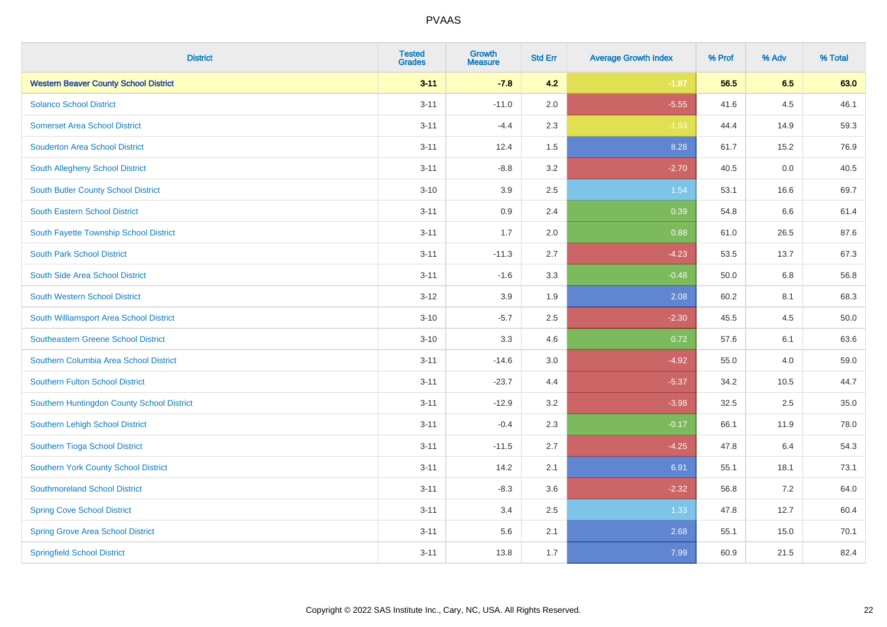| District | Tested Grades | Growth Measure | Std Err | Average Growth Index | % Prof | % Adv | % Total |
|---|---|---|---|---|---|---|---|
| **Western Beaver County School District** | **3-11** | **-7.8** | **4.2** | **-1.87** | **56.5** | **6.5** | **63.0** |
| Solanco School District | 3-11 | -11.0 | 2.0 | -5.55 | 41.6 | 4.5 | 46.1 |
| Somerset Area School District | 3-11 | -4.4 | 2.3 | -1.93 | 44.4 | 14.9 | 59.3 |
| Souderton Area School District | 3-11 | 12.4 | 1.5 | 8.28 | 61.7 | 15.2 | 76.9 |
| South Allegheny School District | 3-11 | -8.8 | 3.2 | -2.70 | 40.5 | 0.0 | 40.5 |
| South Butler County School District | 3-10 | 3.9 | 2.5 | 1.54 | 53.1 | 16.6 | 69.7 |
| South Eastern School District | 3-11 | 0.9 | 2.4 | 0.39 | 54.8 | 6.6 | 61.4 |
| South Fayette Township School District | 3-11 | 1.7 | 2.0 | 0.88 | 61.0 | 26.5 | 87.6 |
| South Park School District | 3-11 | -11.3 | 2.7 | -4.23 | 53.5 | 13.7 | 67.3 |
| South Side Area School District | 3-11 | -1.6 | 3.3 | -0.48 | 50.0 | 6.8 | 56.8 |
| South Western School District | 3-12 | 3.9 | 1.9 | 2.08 | 60.2 | 8.1 | 68.3 |
| South Williamsport Area School District | 3-10 | -5.7 | 2.5 | -2.30 | 45.5 | 4.5 | 50.0 |
| Southeastern Greene School District | 3-10 | 3.3 | 4.6 | 0.72 | 57.6 | 6.1 | 63.6 |
| Southern Columbia Area School District | 3-11 | -14.6 | 3.0 | -4.92 | 55.0 | 4.0 | 59.0 |
| Southern Fulton School District | 3-11 | -23.7 | 4.4 | -5.37 | 34.2 | 10.5 | 44.7 |
| Southern Huntingdon County School District | 3-11 | -12.9 | 3.2 | -3.98 | 32.5 | 2.5 | 35.0 |
| Southern Lehigh School District | 3-11 | -0.4 | 2.3 | -0.17 | 66.1 | 11.9 | 78.0 |
| Southern Tioga School District | 3-11 | -11.5 | 2.7 | -4.25 | 47.8 | 6.4 | 54.3 |
| Southern York County School District | 3-11 | 14.2 | 2.1 | 6.91 | 55.1 | 18.1 | 73.1 |
| Southmoreland School District | 3-11 | -8.3 | 3.6 | -2.32 | 56.8 | 7.2 | 64.0 |
| Spring Cove School District | 3-11 | 3.4 | 2.5 | 1.33 | 47.8 | 12.7 | 60.4 |
| Spring Grove Area School District | 3-11 | 5.6 | 2.1 | 2.68 | 55.1 | 15.0 | 70.1 |
| Springfield School District | 3-11 | 13.8 | 1.7 | 7.99 | 60.9 | 21.5 | 82.4 |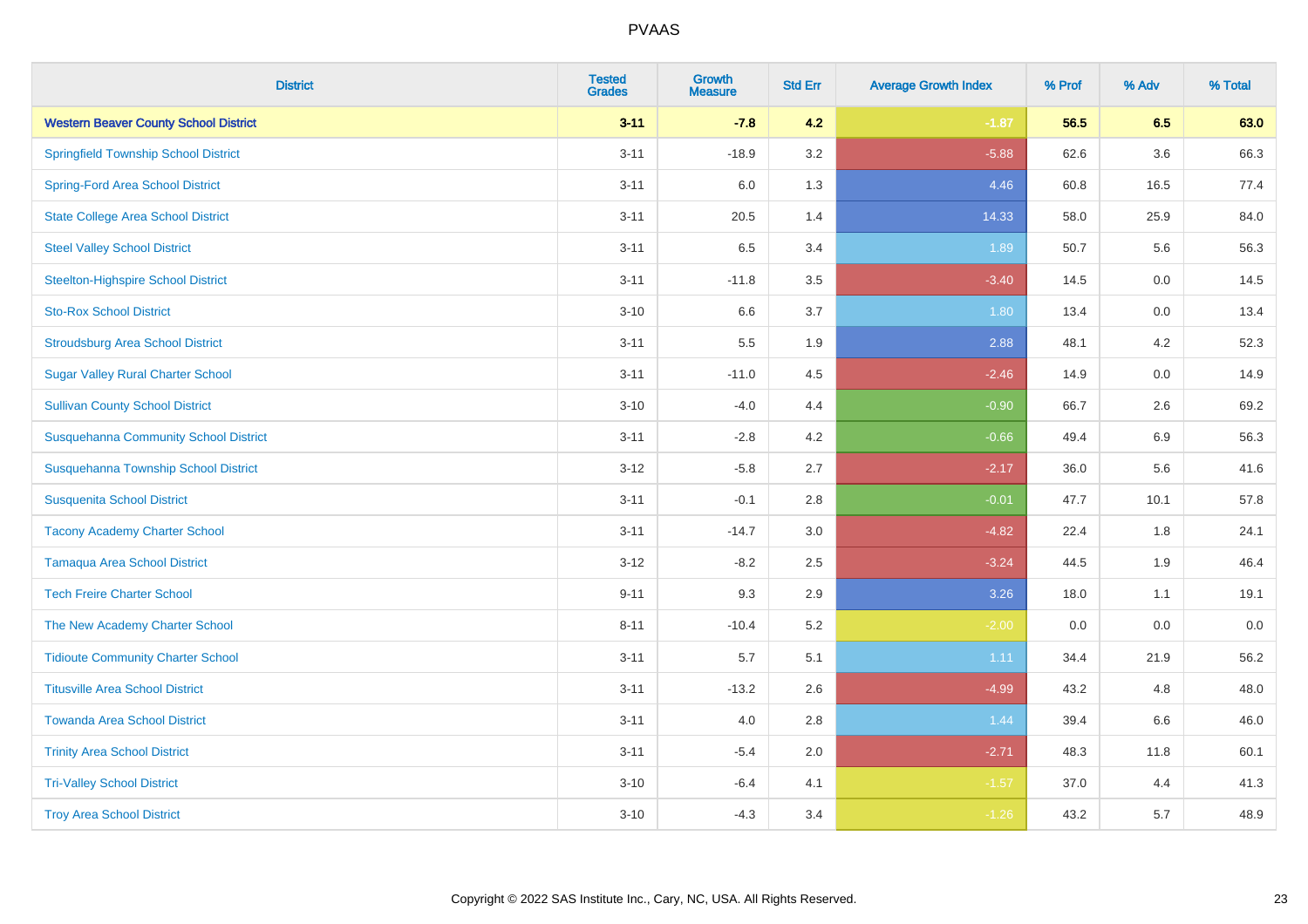| District | Tested Grades | Growth Measure | Std Err | Average Growth Index | % Prof | % Adv | % Total |
|---|---|---|---|---|---|---|---|
| **Western Beaver County School District** | **3-11** | **-7.8** | **4.2** | **-1.87** | **56.5** | **6.5** | **63.0** |
| Springfield Township School District | 3-11 | -18.9 | 3.2 | -5.88 | 62.6 | 3.6 | 66.3 |
| Spring-Ford Area School District | 3-11 | 6.0 | 1.3 | 4.46 | 60.8 | 16.5 | 77.4 |
| State College Area School District | 3-11 | 20.5 | 1.4 | 14.33 | 58.0 | 25.9 | 84.0 |
| Steel Valley School District | 3-11 | 6.5 | 3.4 | 1.89 | 50.7 | 5.6 | 56.3 |
| Steelton-Highspire School District | 3-11 | -11.8 | 3.5 | -3.40 | 14.5 | 0.0 | 14.5 |
| Sto-Rox School District | 3-10 | 6.6 | 3.7 | 1.80 | 13.4 | 0.0 | 13.4 |
| Stroudsburg Area School District | 3-11 | 5.5 | 1.9 | 2.88 | 48.1 | 4.2 | 52.3 |
| Sugar Valley Rural Charter School | 3-11 | -11.0 | 4.5 | -2.46 | 14.9 | 0.0 | 14.9 |
| Sullivan County School District | 3-10 | -4.0 | 4.4 | -0.90 | 66.7 | 2.6 | 69.2 |
| Susquehanna Community School District | 3-11 | -2.8 | 4.2 | -0.66 | 49.4 | 6.9 | 56.3 |
| Susquehanna Township School District | 3-12 | -5.8 | 2.7 | -2.17 | 36.0 | 5.6 | 41.6 |
| Susquenita School District | 3-11 | -0.1 | 2.8 | -0.01 | 47.7 | 10.1 | 57.8 |
| Tacony Academy Charter School | 3-11 | -14.7 | 3.0 | -4.82 | 22.4 | 1.8 | 24.1 |
| Tamaqua Area School District | 3-12 | -8.2 | 2.5 | -3.24 | 44.5 | 1.9 | 46.4 |
| Tech Freire Charter School | 9-11 | 9.3 | 2.9 | 3.26 | 18.0 | 1.1 | 19.1 |
| The New Academy Charter School | 8-11 | -10.4 | 5.2 | -2.00 | 0.0 | 0.0 | 0.0 |
| Tidioute Community Charter School | 3-11 | 5.7 | 5.1 | 1.11 | 34.4 | 21.9 | 56.2 |
| Titusville Area School District | 3-11 | -13.2 | 2.6 | -4.99 | 43.2 | 4.8 | 48.0 |
| Towanda Area School District | 3-11 | 4.0 | 2.8 | 1.44 | 39.4 | 6.6 | 46.0 |
| Trinity Area School District | 3-11 | -5.4 | 2.0 | -2.71 | 48.3 | 11.8 | 60.1 |
| Tri-Valley School District | 3-10 | -6.4 | 4.1 | -1.57 | 37.0 | 4.4 | 41.3 |
| Troy Area School District | 3-10 | -4.3 | 3.4 | -1.26 | 43.2 | 5.7 | 48.9 |

Copyright © 2022 SAS Institute Inc., Cary, NC, USA. All Rights Reserved.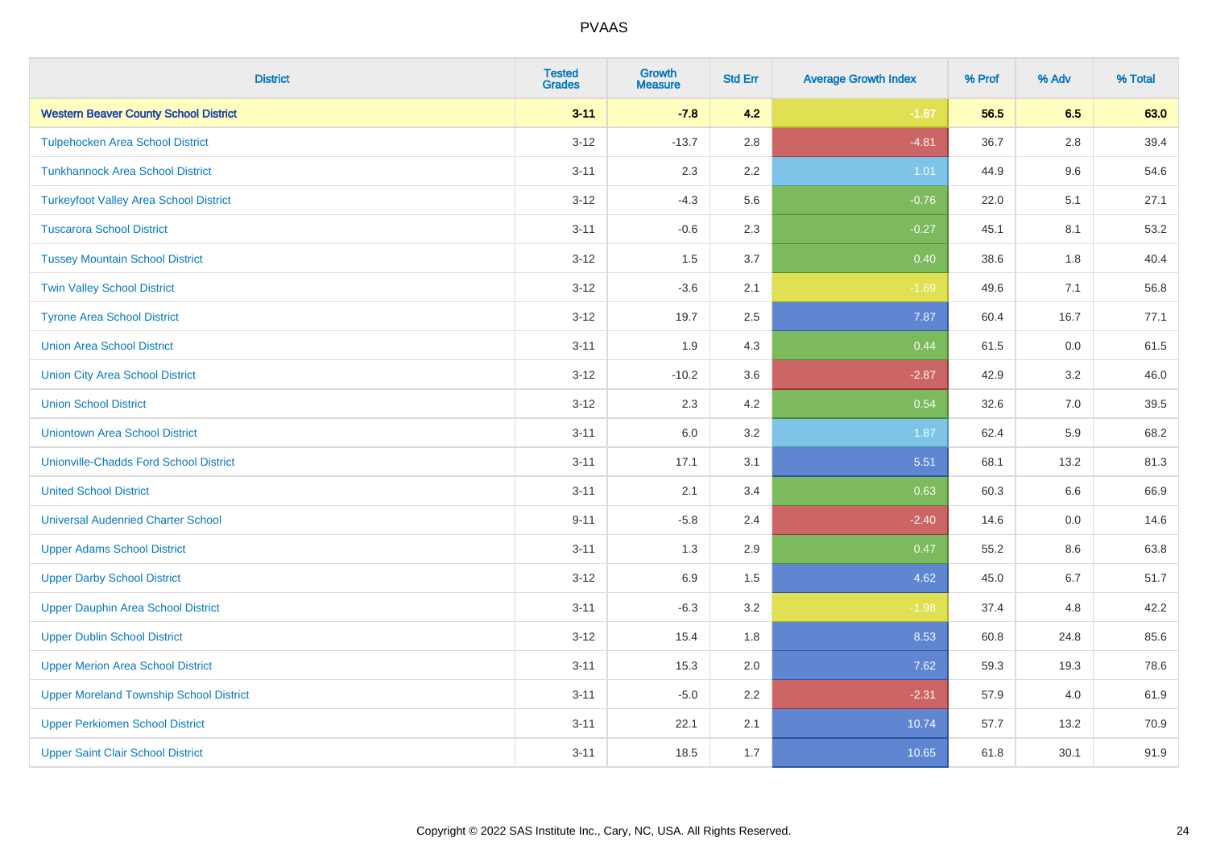| District | Tested Grades | Growth Measure | Std Err | Average Growth Index | % Prof | % Adv | % Total |
|---|---|---|---|---|---|---|---|
| **Western Beaver County School District** | **3-11** | **-7.8** | **4.2** | **-1.87** | **56.5** | **6.5** | **63.0** |
| Tulpehocken Area School District | 3-12 | -13.7 | 2.8 | -4.81 | 36.7 | 2.8 | 39.4 |
| Tunkhannock Area School District | 3-11 | 2.3 | 2.2 | 1.01 | 44.9 | 9.6 | 54.6 |
| Turkeyfoot Valley Area School District | 3-12 | -4.3 | 5.6 | -0.76 | 22.0 | 5.1 | 27.1 |
| Tuscarora School District | 3-11 | -0.6 | 2.3 | -0.27 | 45.1 | 8.1 | 53.2 |
| Tussey Mountain School District | 3-12 | 1.5 | 3.7 | 0.40 | 38.6 | 1.8 | 40.4 |
| Twin Valley School District | 3-12 | -3.6 | 2.1 | -1.69 | 49.6 | 7.1 | 56.8 |
| Tyrone Area School District | 3-12 | 19.7 | 2.5 | 7.87 | 60.4 | 16.7 | 77.1 |
| Union Area School District | 3-11 | 1.9 | 4.3 | 0.44 | 61.5 | 0.0 | 61.5 |
| Union City Area School District | 3-12 | -10.2 | 3.6 | -2.87 | 42.9 | 3.2 | 46.0 |
| Union School District | 3-12 | 2.3 | 4.2 | 0.54 | 32.6 | 7.0 | 39.5 |
| Uniontown Area School District | 3-11 | 6.0 | 3.2 | 1.87 | 62.4 | 5.9 | 68.2 |
| Unionville-Chadds Ford School District | 3-11 | 17.1 | 3.1 | 5.51 | 68.1 | 13.2 | 81.3 |
| United School District | 3-11 | 2.1 | 3.4 | 0.63 | 60.3 | 6.6 | 66.9 |
| Universal Audenried Charter School | 9-11 | -5.8 | 2.4 | -2.40 | 14.6 | 0.0 | 14.6 |
| Upper Adams School District | 3-11 | 1.3 | 2.9 | 0.47 | 55.2 | 8.6 | 63.8 |
| Upper Darby School District | 3-12 | 6.9 | 1.5 | 4.62 | 45.0 | 6.7 | 51.7 |
| Upper Dauphin Area School District | 3-11 | -6.3 | 3.2 | -1.98 | 37.4 | 4.8 | 42.2 |
| Upper Dublin School District | 3-12 | 15.4 | 1.8 | 8.53 | 60.8 | 24.8 | 85.6 |
| Upper Merion Area School District | 3-11 | 15.3 | 2.0 | 7.62 | 59.3 | 19.3 | 78.6 |
| Upper Moreland Township School District | 3-11 | -5.0 | 2.2 | -2.31 | 57.9 | 4.0 | 61.9 |
| Upper Perkiomen School District | 3-11 | 22.1 | 2.1 | 10.74 | 57.7 | 13.2 | 70.9 |
| Upper Saint Clair School District | 3-11 | 18.5 | 1.7 | 10.65 | 61.8 | 30.1 | 91.9 |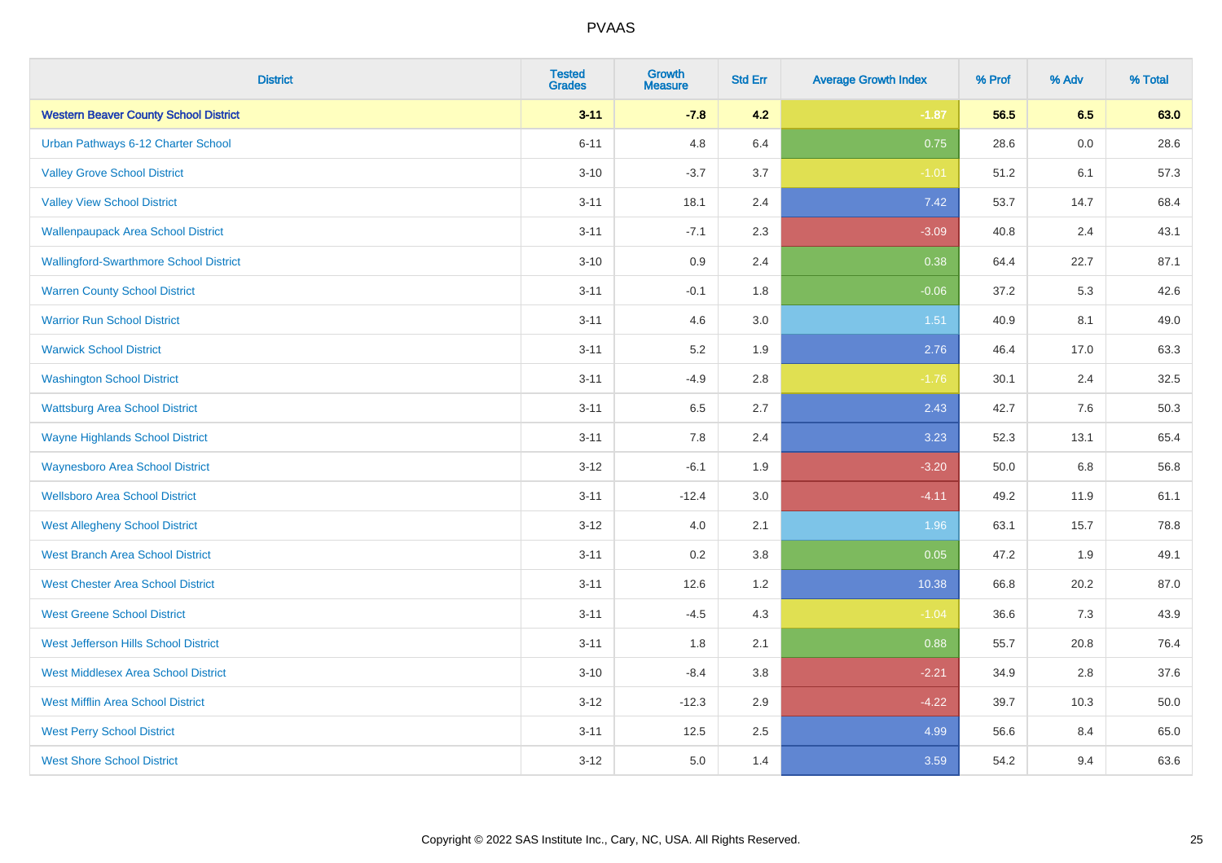# PVAAS

| District | Tested Grades | Growth Measure | Std Err | Average Growth Index | % Prof | % Adv | % Total |
|---|---|---|---|---|---|---|---|
| **Western Beaver County School District** | **3-11** | **-7.8** | **4.2** | **-1.87** | **56.5** | **6.5** | **63.0** |
| Urban Pathways 6-12 Charter School | 6-11 | 4.8 | 6.4 | 0.75 | 28.6 | 0.0 | 28.6 |
| Valley Grove School District | 3-10 | -3.7 | 3.7 | -1.01 | 51.2 | 6.1 | 57.3 |
| Valley View School District | 3-11 | 18.1 | 2.4 | 7.42 | 53.7 | 14.7 | 68.4 |
| Wallenpaupack Area School District | 3-11 | -7.1 | 2.3 | -3.09 | 40.8 | 2.4 | 43.1 |
| Wallingford-Swarthmore School District | 3-10 | 0.9 | 2.4 | 0.38 | 64.4 | 22.7 | 87.1 |
| Warren County School District | 3-11 | -0.1 | 1.8 | -0.06 | 37.2 | 5.3 | 42.6 |
| Warrior Run School District | 3-11 | 4.6 | 3.0 | 1.51 | 40.9 | 8.1 | 49.0 |
| Warwick School District | 3-11 | 5.2 | 1.9 | 2.76 | 46.4 | 17.0 | 63.3 |
| Washington School District | 3-11 | -4.9 | 2.8 | -1.76 | 30.1 | 2.4 | 32.5 |
| Wattsburg Area School District | 3-11 | 6.5 | 2.7 | 2.43 | 42.7 | 7.6 | 50.3 |
| Wayne Highlands School District | 3-11 | 7.8 | 2.4 | 3.23 | 52.3 | 13.1 | 65.4 |
| Waynesboro Area School District | 3-12 | -6.1 | 1.9 | -3.20 | 50.0 | 6.8 | 56.8 |
| Wellsboro Area School District | 3-11 | -12.4 | 3.0 | -4.11 | 49.2 | 11.9 | 61.1 |
| West Allegheny School District | 3-12 | 4.0 | 2.1 | 1.96 | 63.1 | 15.7 | 78.8 |
| West Branch Area School District | 3-11 | 0.2 | 3.8 | 0.05 | 47.2 | 1.9 | 49.1 |
| West Chester Area School District | 3-11 | 12.6 | 1.2 | 10.38 | 66.8 | 20.2 | 87.0 |
| West Greene School District | 3-11 | -4.5 | 4.3 | -1.04 | 36.6 | 7.3 | 43.9 |
| West Jefferson Hills School District | 3-11 | 1.8 | 2.1 | 0.88 | 55.7 | 20.8 | 76.4 |
| West Middlesex Area School District | 3-10 | -8.4 | 3.8 | -2.21 | 34.9 | 2.8 | 37.6 |
| West Mifflin Area School District | 3-12 | -12.3 | 2.9 | -4.22 | 39.7 | 10.3 | 50.0 |
| West Perry School District | 3-11 | 12.5 | 2.5 | 4.99 | 56.6 | 8.4 | 65.0 |
| West Shore School District | 3-12 | 5.0 | 1.4 | 3.59 | 54.2 | 9.4 | 63.6 |

Copyright © 2022 SAS Institute Inc., Cary, NC, USA. All Rights Reserved.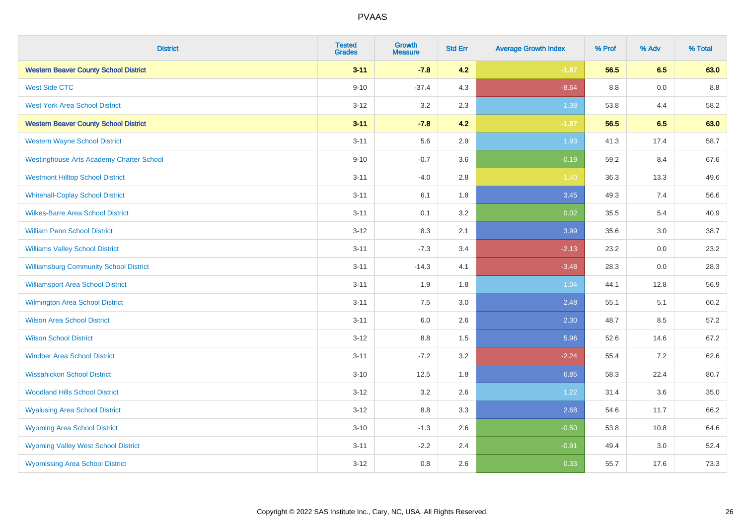| District | Tested Grades | Growth Measure | Std Err | Average Growth Index | % Prof | % Adv | % Total |
|---|---|---|---|---|---|---|---|
| **Western Beaver County School District** | **3-11** | **-7.8** | **4.2** | **-1.87** | **56.5** | **6.5** | **63.0** |
| West Side CTC | 9-10 | -37.4 | 4.3 | -8.64 | 8.8 | 0.0 | 8.8 |
| West York Area School District | 3-12 | 3.2 | 2.3 | 1.38 | 53.8 | 4.4 | 58.2 |
| **Western Beaver County School District** | **3-11** | **-7.8** | **4.2** | **-1.87** | **56.5** | **6.5** | **63.0** |
| Western Wayne School District | 3-11 | 5.6 | 2.9 | 1.93 | 41.3 | 17.4 | 58.7 |
| Westinghouse Arts Academy Charter School | 9-10 | -0.7 | 3.6 | -0.19 | 59.2 | 8.4 | 67.6 |
| Westmont Hilltop School District | 3-11 | -4.0 | 2.8 | -1.40 | 36.3 | 13.3 | 49.6 |
| Whitehall-Coplay School District | 3-11 | 6.1 | 1.8 | 3.45 | 49.3 | 7.4 | 56.6 |
| Wilkes-Barre Area School District | 3-11 | 0.1 | 3.2 | 0.02 | 35.5 | 5.4 | 40.9 |
| William Penn School District | 3-12 | 8.3 | 2.1 | 3.99 | 35.6 | 3.0 | 38.7 |
| Williams Valley School District | 3-11 | -7.3 | 3.4 | -2.13 | 23.2 | 0.0 | 23.2 |
| Williamsburg Community School District | 3-11 | -14.3 | 4.1 | -3.48 | 28.3 | 0.0 | 28.3 |
| Williamsport Area School District | 3-11 | 1.9 | 1.8 | 1.04 | 44.1 | 12.8 | 56.9 |
| Wilmington Area School District | 3-11 | 7.5 | 3.0 | 2.48 | 55.1 | 5.1 | 60.2 |
| Wilson Area School District | 3-11 | 6.0 | 2.6 | 2.30 | 48.7 | 8.5 | 57.2 |
| Wilson School District | 3-12 | 8.8 | 1.5 | 5.96 | 52.6 | 14.6 | 67.2 |
| Windber Area School District | 3-11 | -7.2 | 3.2 | -2.24 | 55.4 | 7.2 | 62.6 |
| Wissahickon School District | 3-10 | 12.5 | 1.8 | 6.85 | 58.3 | 22.4 | 80.7 |
| Woodland Hills School District | 3-12 | 3.2 | 2.6 | 1.22 | 31.4 | 3.6 | 35.0 |
| Wyalusing Area School District | 3-12 | 8.8 | 3.3 | 2.68 | 54.6 | 11.7 | 66.2 |
| Wyoming Area School District | 3-10 | -1.3 | 2.6 | -0.50 | 53.8 | 10.8 | 64.6 |
| Wyoming Valley West School District | 3-11 | -2.2 | 2.4 | -0.91 | 49.4 | 3.0 | 52.4 |
| Wyomissing Area School District | 3-12 | 0.8 | 2.6 | 0.33 | 55.7 | 17.6 | 73.3 |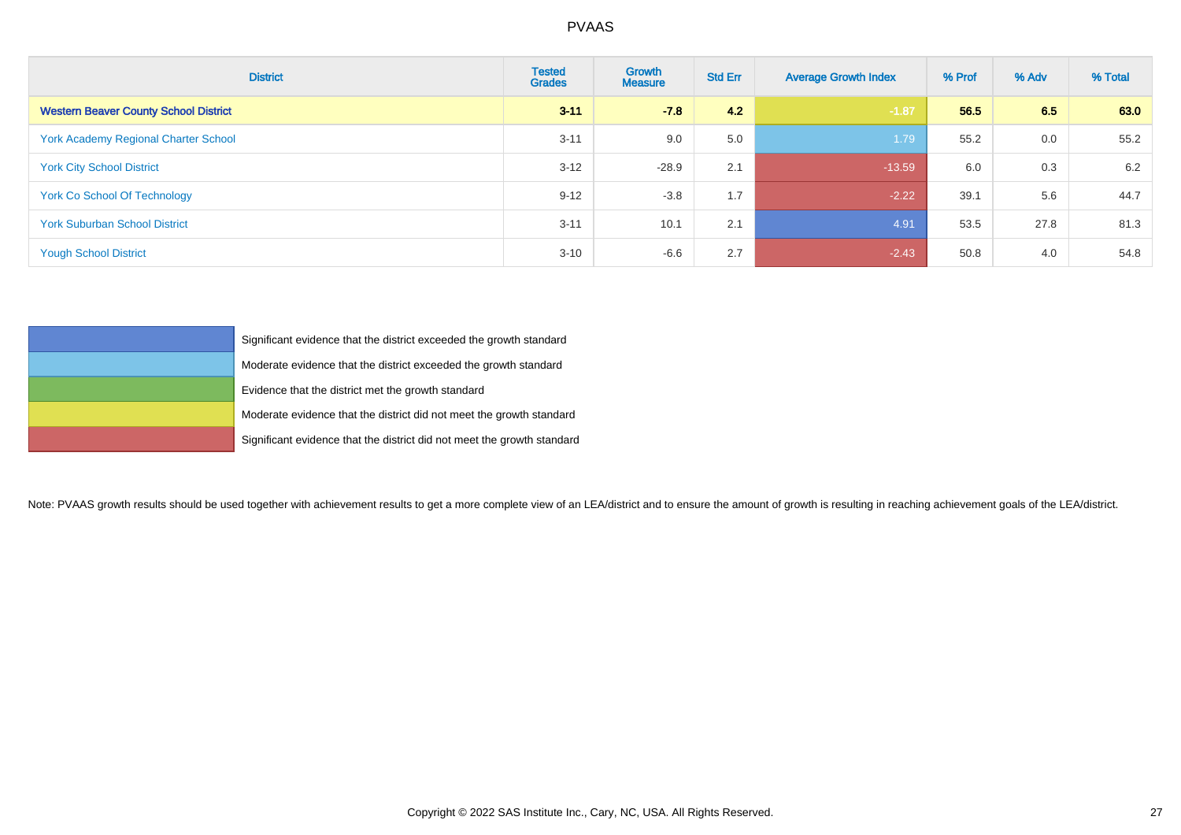# PVAAS

| District | Tested Grades | Growth Measure | Std Err | Average Growth Index | % Prof | % Adv | % Total |
|---|---|---|---|---|---|---|---|
| **Western Beaver County School District** | **3-11** | **-7.8** | **4.2** | **-1.87** | **56.5** | **6.5** | **63.0** |
| York Academy Regional Charter School | 3-11 | 9.0 | 5.0 | 1.79 | 55.2 | 0.0 | 55.2 |
| York City School District | 3-12 | -28.9 | 2.1 | -13.59 | 6.0 | 0.3 | 6.2 |
| York Co School Of Technology | 9-12 | -3.8 | 1.7 | -2.22 | 39.1 | 5.6 | 44.7 |
| York Suburban School District | 3-11 | 10.1 | 2.1 | 4.91 | 53.5 | 27.8 | 81.3 |
| Yough School District | 3-10 | -6.6 | 2.7 | -2.43 | 50.8 | 4.0 | 54.8 |

Significant evidence that the district exceeded the growth standard

Moderate evidence that the district exceeded the growth standard

Evidence that the district met the growth standard

Moderate evidence that the district did not meet the growth standard

Significant evidence that the district did not meet the growth standard

Note: PVAAS growth results should be used together with achievement results to get a more complete view of an LEA/district and to ensure the amount of growth is resulting in reaching achievement goals of the LEA/district.

Copyright © 2022 SAS Institute Inc., Cary, NC, USA. All Rights Reserved.